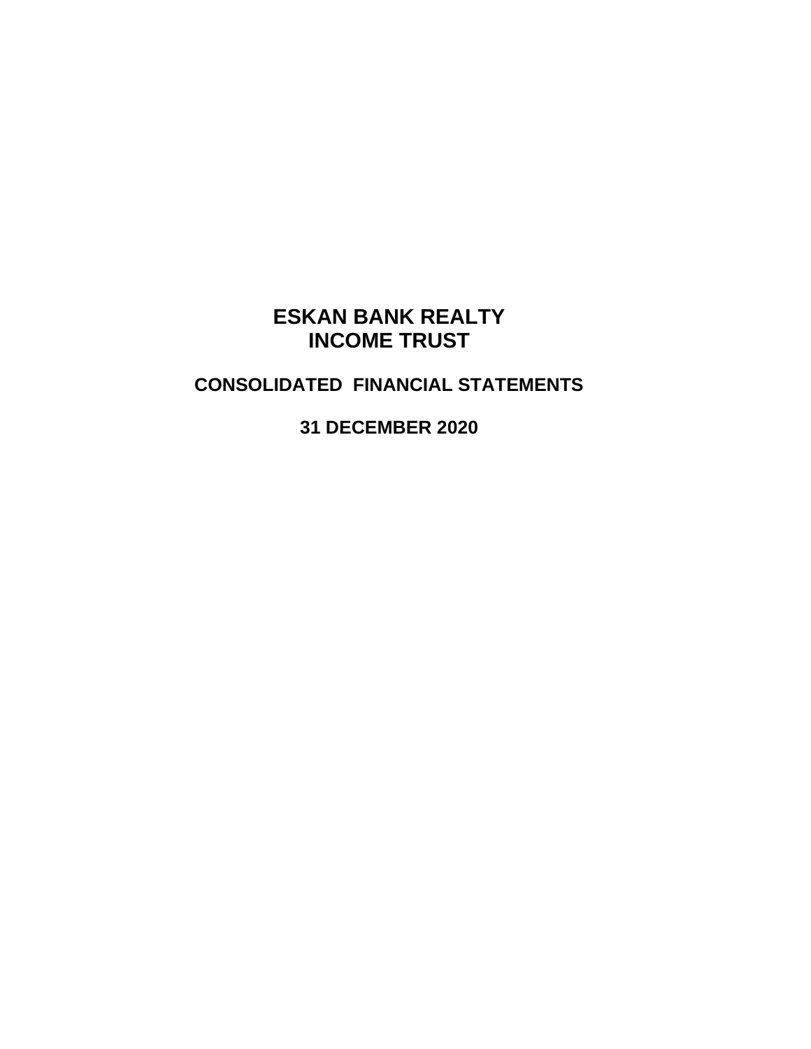# ESKAN BANK REALTY INCOME TRUST

## CONSOLIDATED FINANCIAL STATEMENTS

## 31 DECEMBER 2020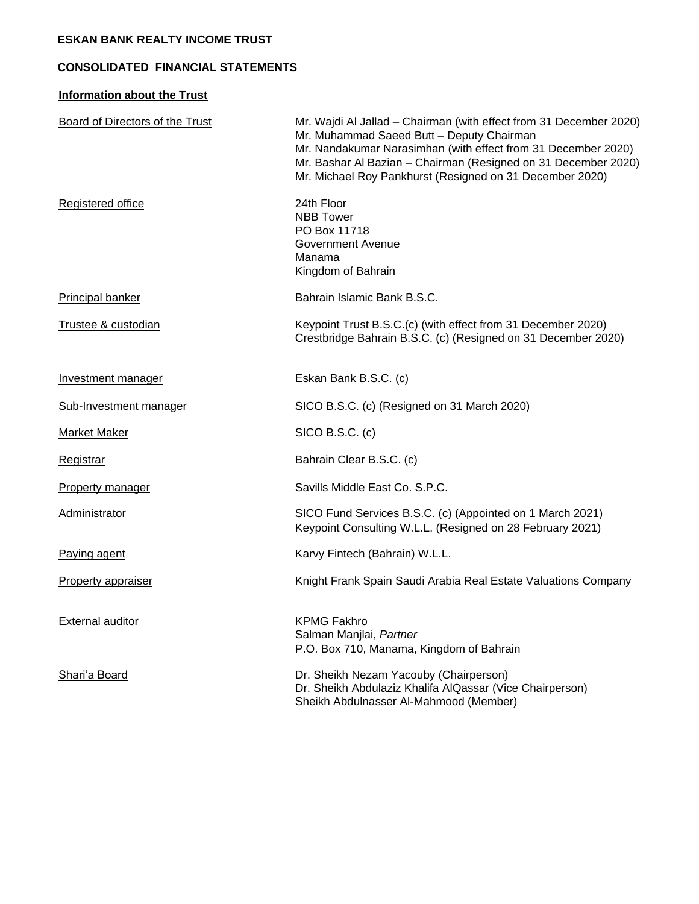**ESKAN BANK REALTY INCOME TRUST**

**CONSOLIDATED FINANCIAL STATEMENTS**

**Information about the Trust**

| | |
|---|---|
| Board of Directors of the Trust | Mr. Wajdi Al Jallad – Chairman (with effect from 31 December 2020)<br>Mr. Muhammad Saeed Butt – Deputy Chairman<br>Mr. Nandakumar Narasimhan (with effect from 31 December 2020)<br>Mr. Bashar Al Bazian – Chairman (Resigned on 31 December 2020)<br>Mr. Michael Roy Pankhurst (Resigned on 31 December 2020) |
| Registered office | 24th Floor<br>NBB Tower<br>PO Box 11718<br>Government Avenue<br>Manama<br>Kingdom of Bahrain |
| Principal banker | Bahrain Islamic Bank B.S.C. |
| Trustee & custodian | Keypoint Trust B.S.C.(c) (with effect from 31 December 2020)<br>Crestbridge Bahrain B.S.C. (c) (Resigned on 31 December 2020) |
| Investment manager | Eskan Bank B.S.C. (c) |
| Sub-Investment manager | SICO B.S.C. (c) (Resigned on 31 March 2020) |
| Market Maker | SICO B.S.C. (c) |
| Registrar | Bahrain Clear B.S.C. (c) |
| Property manager | Savills Middle East Co. S.P.C. |
| Administrator | SICO Fund Services B.S.C. (c) (Appointed on 1 March 2021)<br>Keypoint Consulting W.L.L. (Resigned on 28 February 2021) |
| Paying agent | Karvy Fintech (Bahrain) W.L.L. |
| Property appraiser | Knight Frank Spain Saudi Arabia Real Estate Valuations Company |
| External auditor | KPMG Fakhro<br>Salman Manjlai, *Partner*<br>P.O. Box 710, Manama, Kingdom of Bahrain |
| Shari'a Board | Dr. Sheikh Nezam Yacouby (Chairperson)<br>Dr. Sheikh Abdulaziz Khalifa AlQassar (Vice Chairperson)<br>Sheikh Abdulnasser Al-Mahmood (Member) |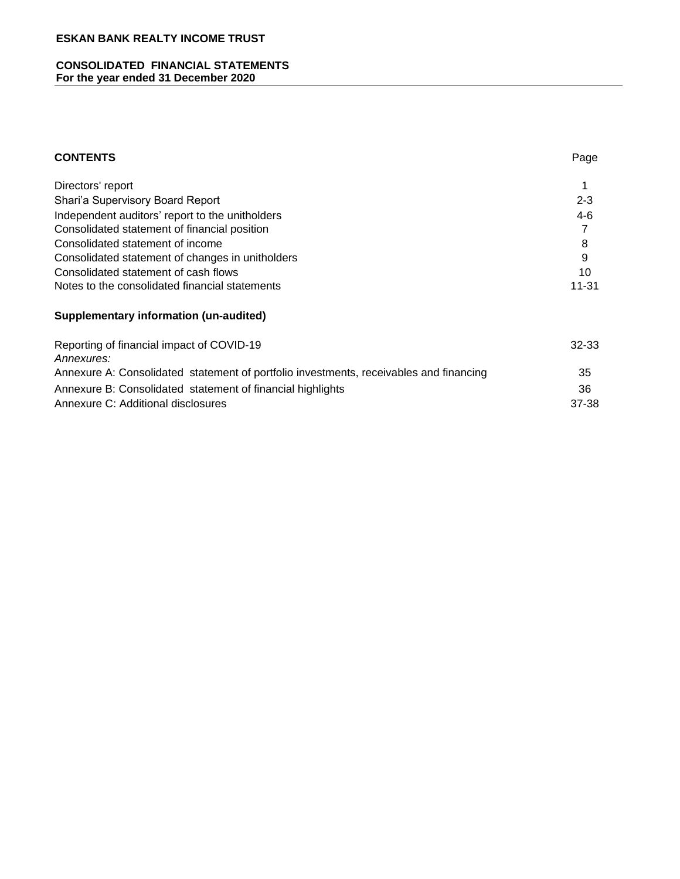**ESKAN BANK REALTY INCOME TRUST**

**CONSOLIDATED FINANCIAL STATEMENTS**
**For the year ended 31 December 2020**

| **CONTENTS** | Page |
|---|---|
| Directors' report | 1 |
| Shari'a Supervisory Board Report | 2-3 |
| Independent auditors' report to the unitholders | 4-6 |
| Consolidated statement of financial position | 7 |
| Consolidated statement of income | 8 |
| Consolidated statement of changes in unitholders | 9 |
| Consolidated statement of cash flows | 10 |
| Notes to the consolidated financial statements | 11-31 |

**Supplementary information (un-audited)**

| | |
|---|---|
| Reporting of financial impact of COVID-19 | 32-33 |
| *Annexures:* | |
| Annexure A: Consolidated statement of portfolio investments, receivables and financing | 35 |
| Annexure B: Consolidated statement of financial highlights | 36 |
| Annexure C: Additional disclosures | 37-38 |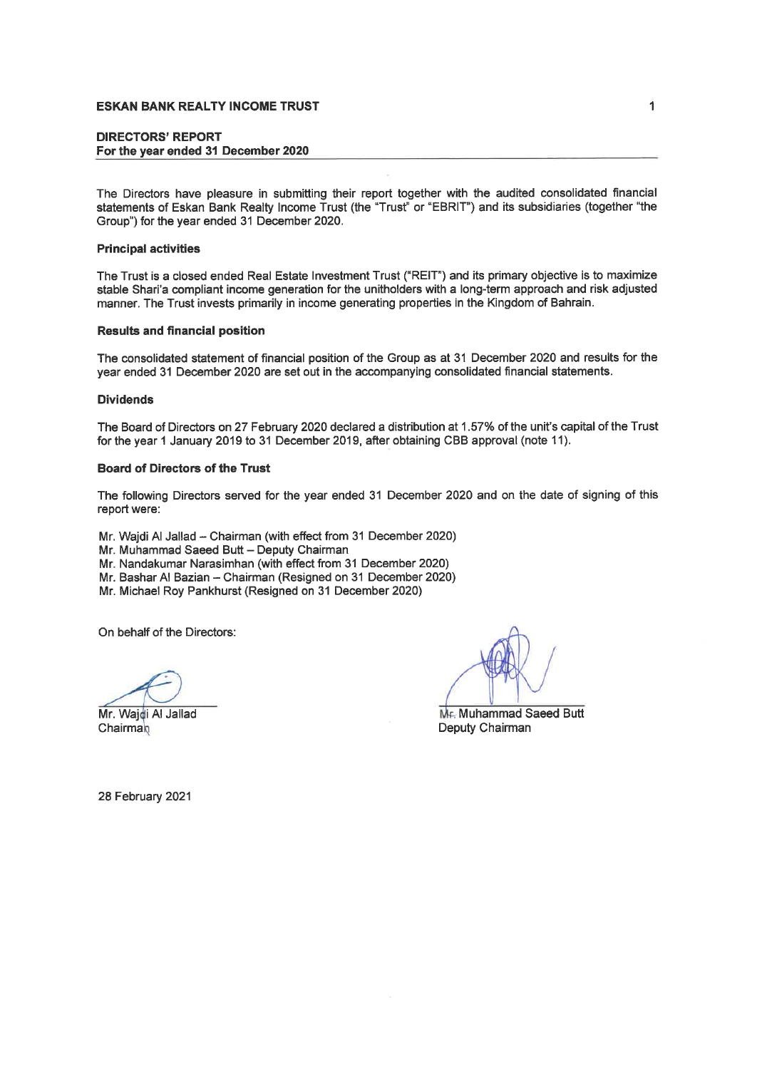**ESKAN BANK REALTY INCOME TRUST**

## DIRECTORS' REPORT
**For the year ended 31 December 2020**

The Directors have pleasure in submitting their report together with the audited consolidated financial statements of Eskan Bank Realty Income Trust (the "Trust" or "EBRIT") and its subsidiaries (together "the Group") for the year ended 31 December 2020.

### Principal activities

The Trust is a closed ended Real Estate Investment Trust ("REIT") and its primary objective is to maximize stable Shari'a compliant income generation for the unitholders with a long-term approach and risk adjusted manner. The Trust invests primarily in income generating properties in the Kingdom of Bahrain.

### Results and financial position

The consolidated statement of financial position of the Group as at 31 December 2020 and results for the year ended 31 December 2020 are set out in the accompanying consolidated financial statements.

### Dividends

The Board of Directors on 27 February 2020 declared a distribution at 1.57% of the unit's capital of the Trust for the year 1 January 2019 to 31 December 2019, after obtaining CBB approval (note 11).

### Board of Directors of the Trust

The following Directors served for the year ended 31 December 2020 and on the date of signing of this report were:

Mr. Wajdi Al Jallad – Chairman (with effect from 31 December 2020)
Mr. Muhammad Saeed Butt – Deputy Chairman
Mr. Nandakumar Narasimhan (with effect from 31 December 2020)
Mr. Bashar Al Bazian – Chairman (Resigned on 31 December 2020)
Mr. Michael Roy Pankhurst (Resigned on 31 December 2020)

On behalf of the Directors:

Mr. Wajdi Al Jallad
Chairman

Mr. Muhammad Saeed Butt
Deputy Chairman

28 February 2021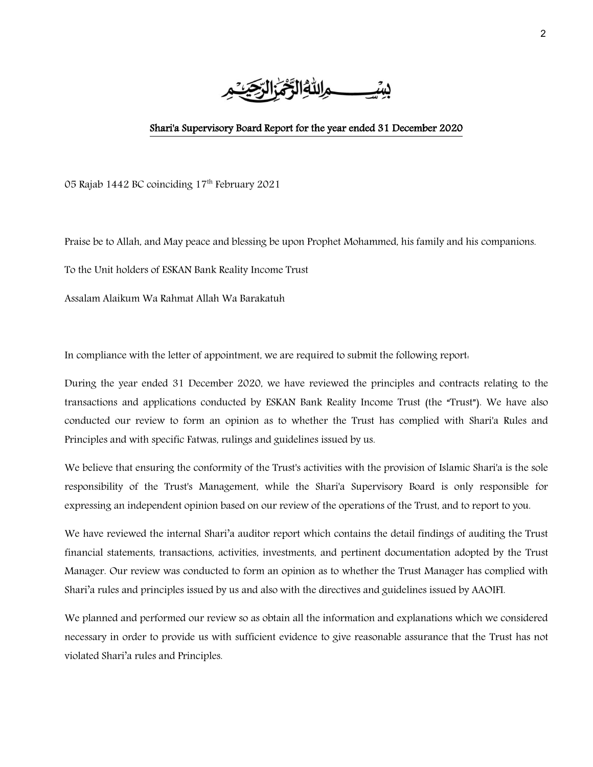بِسْمِ اللَّهِ الرَّحْمَٰنِ الرَّحِيمِ

## Shari'a Supervisory Board Report for the year ended 31 December 2020

05 Rajab 1442 BC coinciding 17th February 2021

Praise be to Allah, and May peace and blessing be upon Prophet Mohammed, his family and his companions.

To the Unit holders of ESKAN Bank Reality Income Trust

Assalam Alaikum Wa Rahmat Allah Wa Barakatuh

In compliance with the letter of appointment, we are required to submit the following report:

During the year ended 31 December 2020, we have reviewed the principles and contracts relating to the transactions and applications conducted by ESKAN Bank Reality Income Trust (the "Trust"). We have also conducted our review to form an opinion as to whether the Trust has complied with Shari'a Rules and Principles and with specific Fatwas, rulings and guidelines issued by us.

We believe that ensuring the conformity of the Trust's activities with the provision of Islamic Shari'a is the sole responsibility of the Trust's Management, while the Shari'a Supervisory Board is only responsible for expressing an independent opinion based on our review of the operations of the Trust, and to report to you.

We have reviewed the internal Shari'a auditor report which contains the detail findings of auditing the Trust financial statements, transactions, activities, investments, and pertinent documentation adopted by the Trust Manager. Our review was conducted to form an opinion as to whether the Trust Manager has complied with Shari'a rules and principles issued by us and also with the directives and guidelines issued by AAOIFI.

We planned and performed our review so as obtain all the information and explanations which we considered necessary in order to provide us with sufficient evidence to give reasonable assurance that the Trust has not violated Shari'a rules and Principles.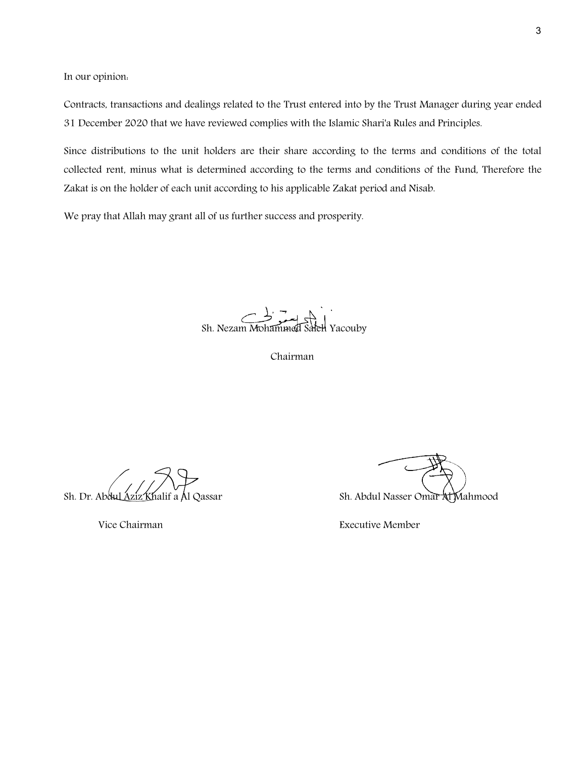In our opinion:

Contracts, transactions and dealings related to the Trust entered into by the Trust Manager during year ended 31 December 2020 that we have reviewed complies with the Islamic Shari'a Rules and Principles.

Since distributions to the unit holders are their share according to the terms and conditions of the total collected rent, minus what is determined according to the terms and conditions of the Fund, Therefore the Zakat is on the holder of each unit according to his applicable Zakat period and Nisab.

We pray that Allah may grant all of us further success and prosperity.

Sh. Nezam Mohammed Saleh Yacouby

Chairman

Sh. Dr. Abdul Aziz Khalif a Al Qassar

Vice Chairman

Sh. Abdul Nasser Omar Al Mahmood

Executive Member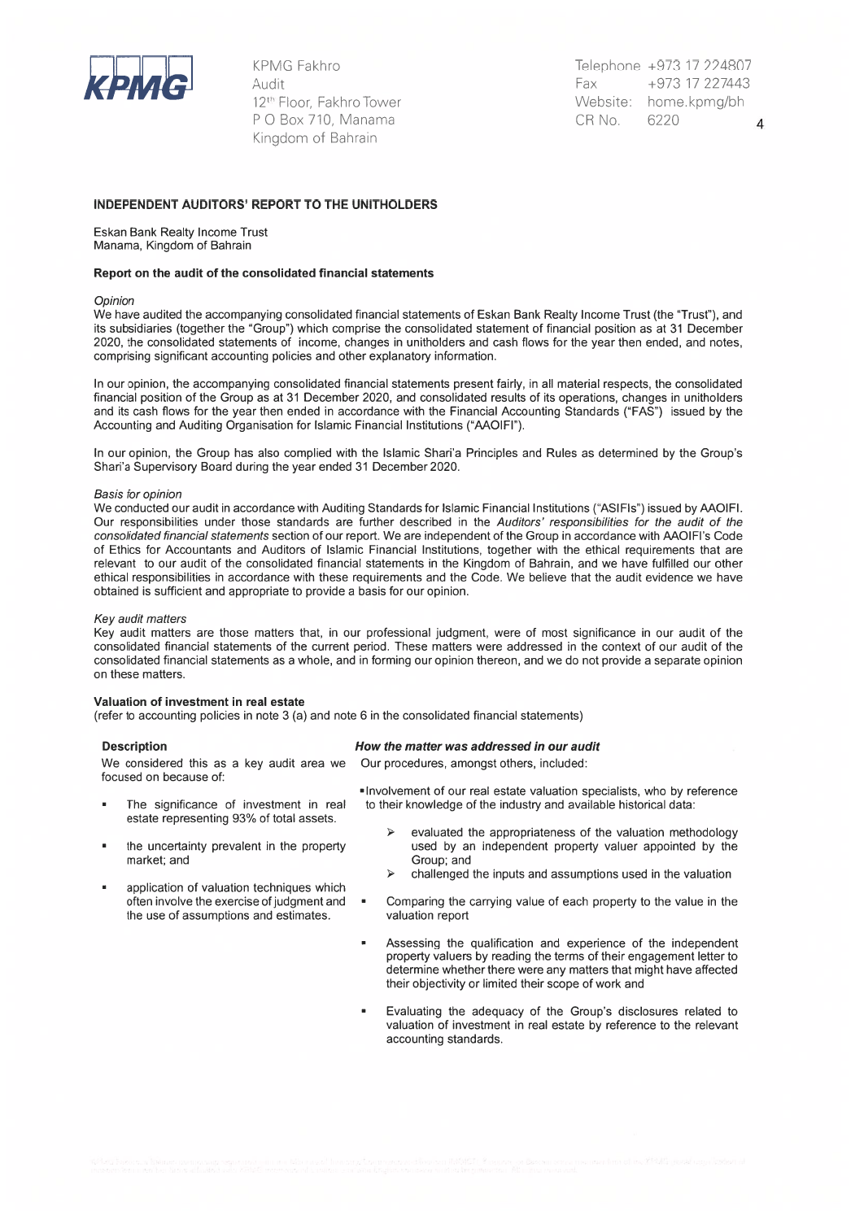KPMG Fakhro
Audit
12th Floor, Fakhro Tower
P O Box 710, Manama
Kingdom of Bahrain

Telephone +973 17 224807
Fax +973 17 227443
Website: home.kpmg/bh
CR No. 6220

## INDEPENDENT AUDITORS' REPORT TO THE UNITHOLDERS

Eskan Bank Realty Income Trust
Manama, Kingdom of Bahrain

### Report on the audit of the consolidated financial statements

*Opinion*

We have audited the accompanying consolidated financial statements of Eskan Bank Realty Income Trust (the "Trust"), and its subsidiaries (together the "Group") which comprise the consolidated statement of financial position as at 31 December 2020, the consolidated statements of income, changes in unitholders and cash flows for the year then ended, and notes, comprising significant accounting policies and other explanatory information.

In our opinion, the accompanying consolidated financial statements present fairly, in all material respects, the consolidated financial position of the Group as at 31 December 2020, and consolidated results of its operations, changes in unitholders and its cash flows for the year then ended in accordance with the Financial Accounting Standards ("FAS") issued by the Accounting and Auditing Organisation for Islamic Financial Institutions ("AAOIFI").

In our opinion, the Group has also complied with the Islamic Shari'a Principles and Rules as determined by the Group's Shari'a Supervisory Board during the year ended 31 December 2020.

*Basis for opinion*

We conducted our audit in accordance with Auditing Standards for Islamic Financial Institutions ("ASIFIs") issued by AAOIFI. Our responsibilities under those standards are further described in the *Auditors' responsibilities for the audit of the consolidated financial statements* section of our report. We are independent of the Group in accordance with AAOIFI's Code of Ethics for Accountants and Auditors of Islamic Financial Institutions, together with the ethical requirements that are relevant to our audit of the consolidated financial statements in the Kingdom of Bahrain, and we have fulfilled our other ethical responsibilities in accordance with these requirements and the Code. We believe that the audit evidence we have obtained is sufficient and appropriate to provide a basis for our opinion.

*Key audit matters*

Key audit matters are those matters that, in our professional judgment, were of most significance in our audit of the consolidated financial statements of the current period. These matters were addressed in the context of our audit of the consolidated financial statements as a whole, and in forming our opinion thereon, and we do not provide a separate opinion on these matters.

**Valuation of investment in real estate**

(refer to accounting policies in note 3 (a) and note 6 in the consolidated financial statements)

**Description**

We considered this as a key audit area we focused on because of:

- The significance of investment in real estate representing 93% of total assets.
- the uncertainty prevalent in the property market; and
- application of valuation techniques which often involve the exercise of judgment and the use of assumptions and estimates.

***How the matter was addressed in our audit***

Our procedures, amongst others, included:

- Involvement of our real estate valuation specialists, who by reference to their knowledge of the industry and available historical data:
  - evaluated the appropriateness of the valuation methodology used by an independent property valuer appointed by the Group; and
  - challenged the inputs and assumptions used in the valuation
- Comparing the carrying value of each property to the value in the valuation report
- Assessing the qualification and experience of the independent property valuers by reading the terms of their engagement letter to determine whether there were any matters that might have affected their objectivity or limited their scope of work and
- Evaluating the adequacy of the Group's disclosures related to valuation of investment in real estate by reference to the relevant accounting standards.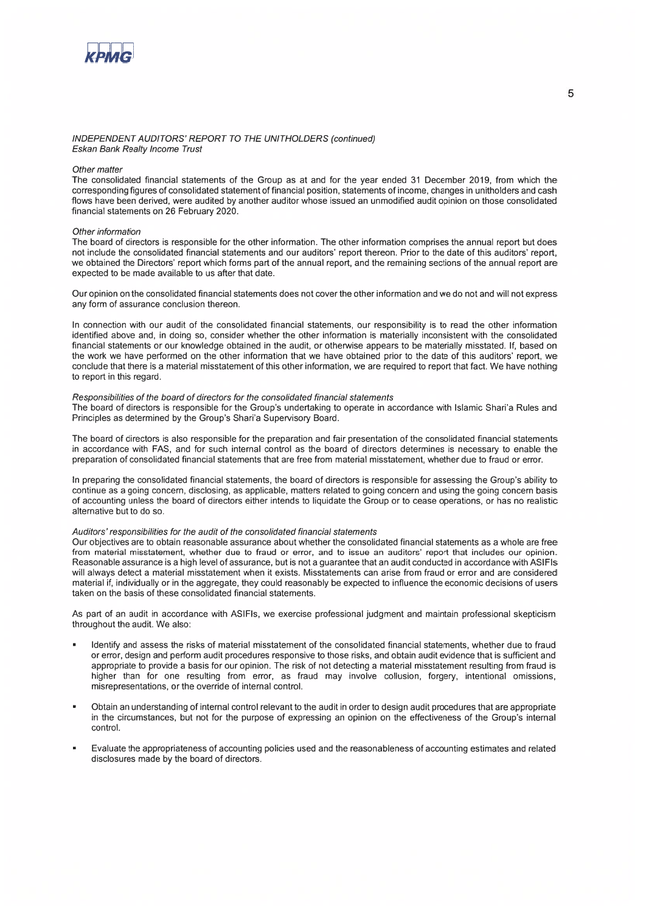*INDEPENDENT AUDITORS' REPORT TO THE UNITHOLDERS (continued)*
*Eskan Bank Realty Income Trust*

*Other matter*
The consolidated financial statements of the Group as at and for the year ended 31 December 2019, from which the corresponding figures of consolidated statement of financial position, statements of income, changes in unitholders and cash flows have been derived, were audited by another auditor whose issued an unmodified audit opinion on those consolidated financial statements on 26 February 2020.

*Other information*
The board of directors is responsible for the other information. The other information comprises the annual report but does not include the consolidated financial statements and our auditors' report thereon. Prior to the date of this auditors' report, we obtained the Directors' report which forms part of the annual report, and the remaining sections of the annual report are expected to be made available to us after that date.

Our opinion on the consolidated financial statements does not cover the other information and we do not and will not express any form of assurance conclusion thereon.

In connection with our audit of the consolidated financial statements, our responsibility is to read the other information identified above and, in doing so, consider whether the other information is materially inconsistent with the consolidated financial statements or our knowledge obtained in the audit, or otherwise appears to be materially misstated. If, based on the work we have performed on the other information that we have obtained prior to the date of this auditors' report, we conclude that there is a material misstatement of this other information, we are required to report that fact. We have nothing to report in this regard.

*Responsibilities of the board of directors for the consolidated financial statements*
The board of directors is responsible for the Group's undertaking to operate in accordance with Islamic Shari'a Rules and Principles as determined by the Group's Shari'a Supervisory Board.

The board of directors is also responsible for the preparation and fair presentation of the consolidated financial statements in accordance with FAS, and for such internal control as the board of directors determines is necessary to enable the preparation of consolidated financial statements that are free from material misstatement, whether due to fraud or error.

In preparing the consolidated financial statements, the board of directors is responsible for assessing the Group's ability to continue as a going concern, disclosing, as applicable, matters related to going concern and using the going concern basis of accounting unless the board of directors either intends to liquidate the Group or to cease operations, or has no realistic alternative but to do so.

*Auditors' responsibilities for the audit of the consolidated financial statements*
Our objectives are to obtain reasonable assurance about whether the consolidated financial statements as a whole are free from material misstatement, whether due to fraud or error, and to issue an auditors' report that includes our opinion. Reasonable assurance is a high level of assurance, but is not a guarantee that an audit conducted in accordance with ASIFIs will always detect a material misstatement when it exists. Misstatements can arise from fraud or error and are considered material if, individually or in the aggregate, they could reasonably be expected to influence the economic decisions of users taken on the basis of these consolidated financial statements.

As part of an audit in accordance with ASIFIs, we exercise professional judgment and maintain professional skepticism throughout the audit. We also:

- Identify and assess the risks of material misstatement of the consolidated financial statements, whether due to fraud or error, design and perform audit procedures responsive to those risks, and obtain audit evidence that is sufficient and appropriate to provide a basis for our opinion. The risk of not detecting a material misstatement resulting from fraud is higher than for one resulting from error, as fraud may involve collusion, forgery, intentional omissions, misrepresentations, or the override of internal control.

- Obtain an understanding of internal control relevant to the audit in order to design audit procedures that are appropriate in the circumstances, but not for the purpose of expressing an opinion on the effectiveness of the Group's internal control.

- Evaluate the appropriateness of accounting policies used and the reasonableness of accounting estimates and related disclosures made by the board of directors.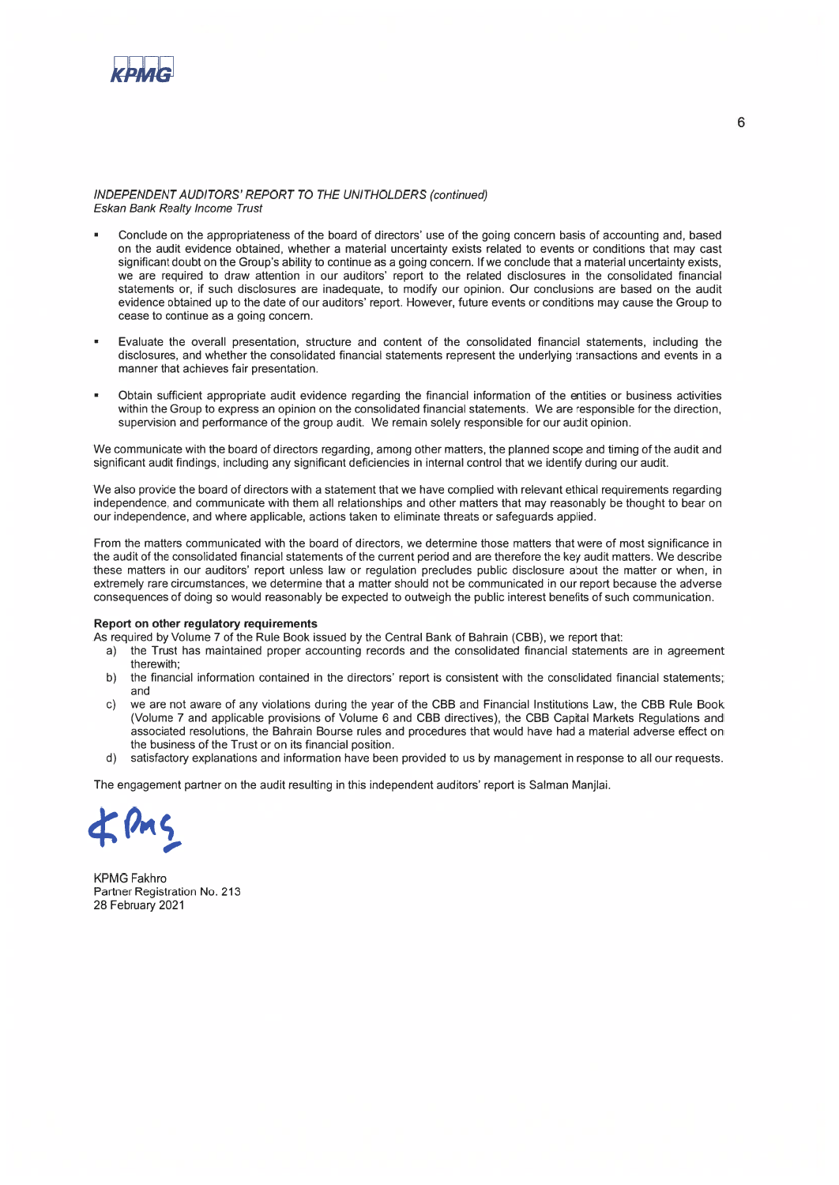*INDEPENDENT AUDITORS' REPORT TO THE UNITHOLDERS (continued)*
*Eskan Bank Realty Income Trust*

- Conclude on the appropriateness of the board of directors' use of the going concern basis of accounting and, based on the audit evidence obtained, whether a material uncertainty exists related to events or conditions that may cast significant doubt on the Group's ability to continue as a going concern. If we conclude that a material uncertainty exists, we are required to draw attention in our auditors' report to the related disclosures in the consolidated financial statements or, if such disclosures are inadequate, to modify our opinion. Our conclusions are based on the audit evidence obtained up to the date of our auditors' report. However, future events or conditions may cause the Group to cease to continue as a going concern.

- Evaluate the overall presentation, structure and content of the consolidated financial statements, including the disclosures, and whether the consolidated financial statements represent the underlying transactions and events in a manner that achieves fair presentation.

- Obtain sufficient appropriate audit evidence regarding the financial information of the entities or business activities within the Group to express an opinion on the consolidated financial statements. We are responsible for the direction, supervision and performance of the group audit. We remain solely responsible for our audit opinion.

We communicate with the board of directors regarding, among other matters, the planned scope and timing of the audit and significant audit findings, including any significant deficiencies in internal control that we identify during our audit.

We also provide the board of directors with a statement that we have complied with relevant ethical requirements regarding independence, and communicate with them all relationships and other matters that may reasonably be thought to bear on our independence, and where applicable, actions taken to eliminate threats or safeguards applied.

From the matters communicated with the board of directors, we determine those matters that were of most significance in the audit of the consolidated financial statements of the current period and are therefore the key audit matters. We describe these matters in our auditors' report unless law or regulation precludes public disclosure about the matter or when, in extremely rare circumstances, we determine that a matter should not be communicated in our report because the adverse consequences of doing so would reasonably be expected to outweigh the public interest benefits of such communication.

**Report on other regulatory requirements**

As required by Volume 7 of the Rule Book issued by the Central Bank of Bahrain (CBB), we report that:

a) the Trust has maintained proper accounting records and the consolidated financial statements are in agreement therewith;
b) the financial information contained in the directors' report is consistent with the consolidated financial statements; and
c) we are not aware of any violations during the year of the CBB and Financial Institutions Law, the CBB Rule Book (Volume 7 and applicable provisions of Volume 6 and CBB directives), the CBB Capital Markets Regulations and associated resolutions, the Bahrain Bourse rules and procedures that would have had a material adverse effect on the business of the Trust or on its financial position.
d) satisfactory explanations and information have been provided to us by management in response to all our requests.

The engagement partner on the audit resulting in this independent auditors' report is Salman Manjlai.

KPMG Fakhro
Partner Registration No. 213
28 February 2021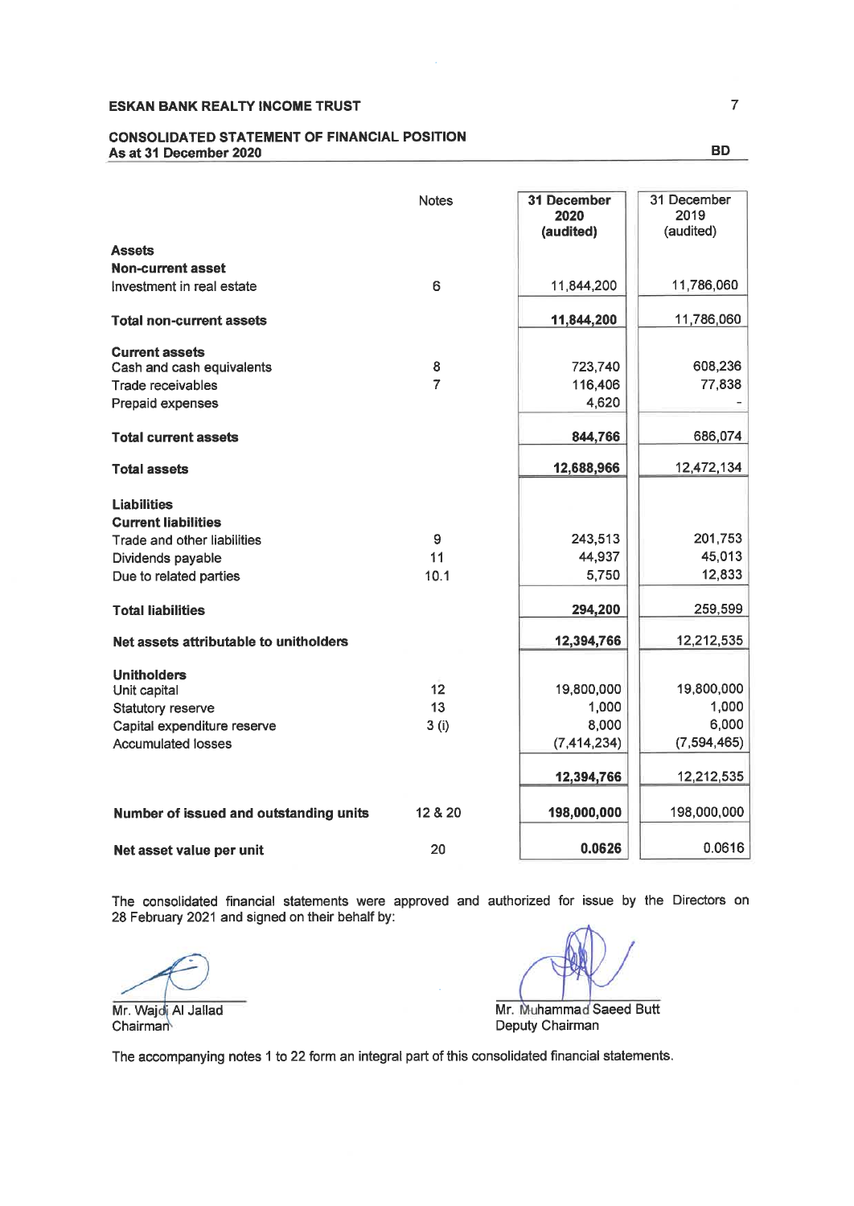**ESKAN BANK REALTY INCOME TRUST**

**CONSOLIDATED STATEMENT OF FINANCIAL POSITION**
**As at 31 December 2020**

**BD**

| | Notes | **31 December 2020 (audited)** | 31 December 2019 (audited) |
|---|---|---|---|
| **Assets** | | | |
| **Non-current asset** | | | |
| Investment in real estate | 6 | 11,844,200 | 11,786,060 |
| **Total non-current assets** | | **11,844,200** | 11,786,060 |
| **Current assets** | | | |
| Cash and cash equivalents | 8 | 723,740 | 608,236 |
| Trade receivables | 7 | 116,406 | 77,838 |
| Prepaid expenses | | 4,620 | - |
| **Total current assets** | | **844,766** | 686,074 |
| **Total assets** | | **12,688,966** | 12,472,134 |
| **Liabilities** | | | |
| **Current liabilities** | | | |
| Trade and other liabilities | 9 | 243,513 | 201,753 |
| Dividends payable | 11 | 44,937 | 45,013 |
| Due to related parties | 10.1 | 5,750 | 12,833 |
| **Total liabilities** | | **294,200** | 259,599 |
| **Net assets attributable to unitholders** | | **12,394,766** | 12,212,535 |
| **Unitholders** | | | |
| Unit capital | 12 | 19,800,000 | 19,800,000 |
| Statutory reserve | 13 | 1,000 | 1,000 |
| Capital expenditure reserve | 3 (i) | 8,000 | 6,000 |
| Accumulated losses | | (7,414,234) | (7,594,465) |
| | | **12,394,766** | 12,212,535 |
| **Number of issued and outstanding units** | 12 & 20 | **198,000,000** | 198,000,000 |
| **Net asset value per unit** | 20 | **0.0626** | 0.0616 |

The consolidated financial statements were approved and authorized for issue by the Directors on 28 February 2021 and signed on their behalf by:

Mr. Wajdi Al Jallad
Chairman

Mr. Muhammad Saeed Butt
Deputy Chairman

The accompanying notes 1 to 22 form an integral part of this consolidated financial statements.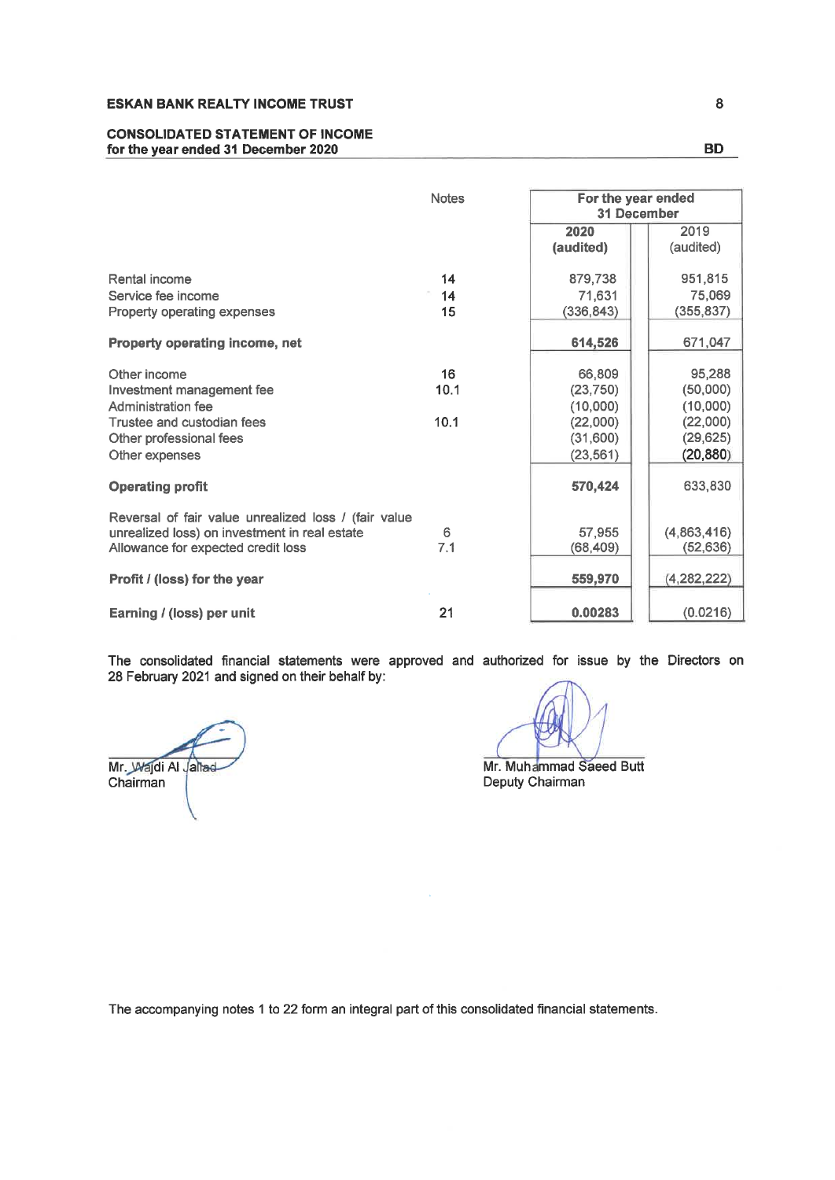**ESKAN BANK REALTY INCOME TRUST**

**CONSOLIDATED STATEMENT OF INCOME**
**for the year ended 31 December 2020**

BD

| | Notes | For the year ended 31 December | |
|---|---|---|---|
| | | **2020 (audited)** | 2019 (audited) |
| Rental income | 14 | 879,738 | 951,815 |
| Service fee income | 14 | 71,631 | 75,069 |
| Property operating expenses | 15 | (336,843) | (355,837) |
| **Property operating income, net** | | **614,526** | 671,047 |
| Other income | 16 | 66,809 | 95,288 |
| Investment management fee | 10.1 | (23,750) | (50,000) |
| Administration fee | | (10,000) | (10,000) |
| Trustee and custodian fees | 10.1 | (22,000) | (22,000) |
| Other professional fees | | (31,600) | (29,625) |
| Other expenses | | (23,561) | (20,880) |
| **Operating profit** | | **570,424** | 633,830 |
| Reversal of fair value unrealized loss / (fair value unrealized loss) on investment in real estate | 6 | 57,955 | (4,863,416) |
| Allowance for expected credit loss | 7.1 | (68,409) | (52,636) |
| **Profit / (loss) for the year** | | **559,970** | (4,282,222) |
| **Earning / (loss) per unit** | 21 | **0.00283** | (0.0216) |

**The consolidated financial statements were approved and authorized for issue by the Directors on 28 February 2021 and signed on their behalf by:**

Mr. Wajdi Al Jallad
Chairman

Mr. Muhammad Saeed Butt
Deputy Chairman

The accompanying notes 1 to 22 form an integral part of this consolidated financial statements.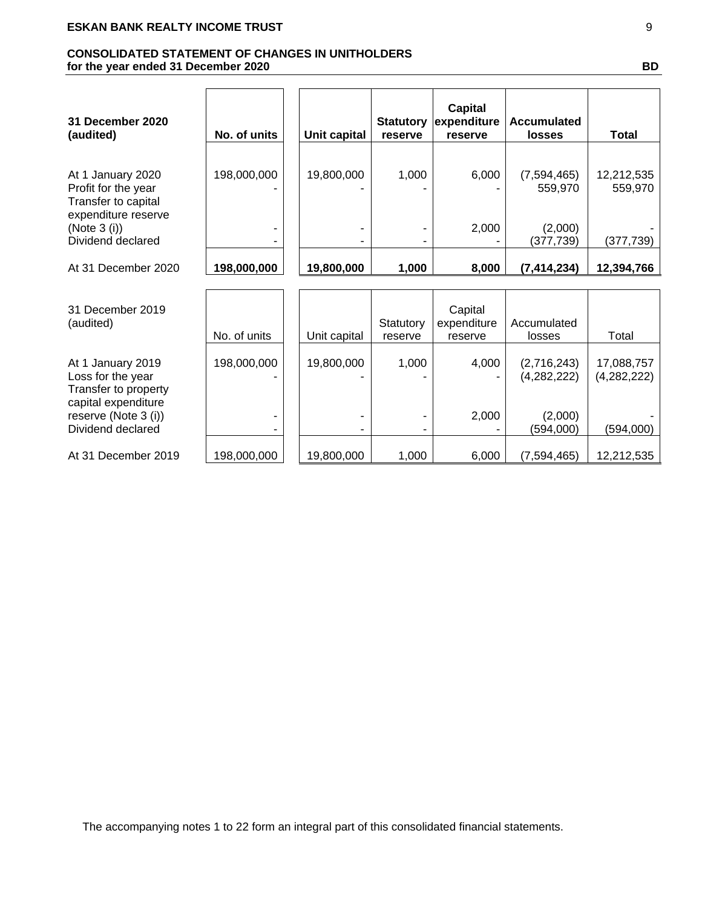## CONSOLIDATED STATEMENT OF CHANGES IN UNITHOLDERS
**for the year ended 31 December 2020** **BD**

| **31 December 2020 (audited)** | **No. of units** | **Unit capital** | **Statutory reserve** | **Capital expenditure reserve** | **Accumulated losses** | **Total** |
|---|---|---|---|---|---|---|
| At 1 January 2020 | 198,000,000 | 19,800,000 | 1,000 | 6,000 | (7,594,465) | 12,212,535 |
| Profit for the year | - | - | - | - | 559,970 | 559,970 |
| Transfer to capital expenditure reserve (Note 3 (i)) | - | - | - | 2,000 | (2,000) | - |
| Dividend declared | - | - | - | - | (377,739) | (377,739) |
| At 31 December 2020 | **198,000,000** | **19,800,000** | **1,000** | **8,000** | **(7,414,234)** | **12,394,766** |

| 31 December 2019 (audited) | No. of units | Unit capital | Statutory reserve | Capital expenditure reserve | Accumulated losses | Total |
|---|---|---|---|---|---|---|
| At 1 January 2019 | 198,000,000 | 19,800,000 | 1,000 | 4,000 | (2,716,243) | 17,088,757 |
| Loss for the year | - | - | - | - | (4,282,222) | (4,282,222) |
| Transfer to property capital expenditure reserve (Note 3 (i)) | - | - | - | 2,000 | (2,000) | - |
| Dividend declared | - | - | - | - | (594,000) | (594,000) |
| At 31 December 2019 | 198,000,000 | 19,800,000 | 1,000 | 6,000 | (7,594,465) | 12,212,535 |

The accompanying notes 1 to 22 form an integral part of this consolidated financial statements.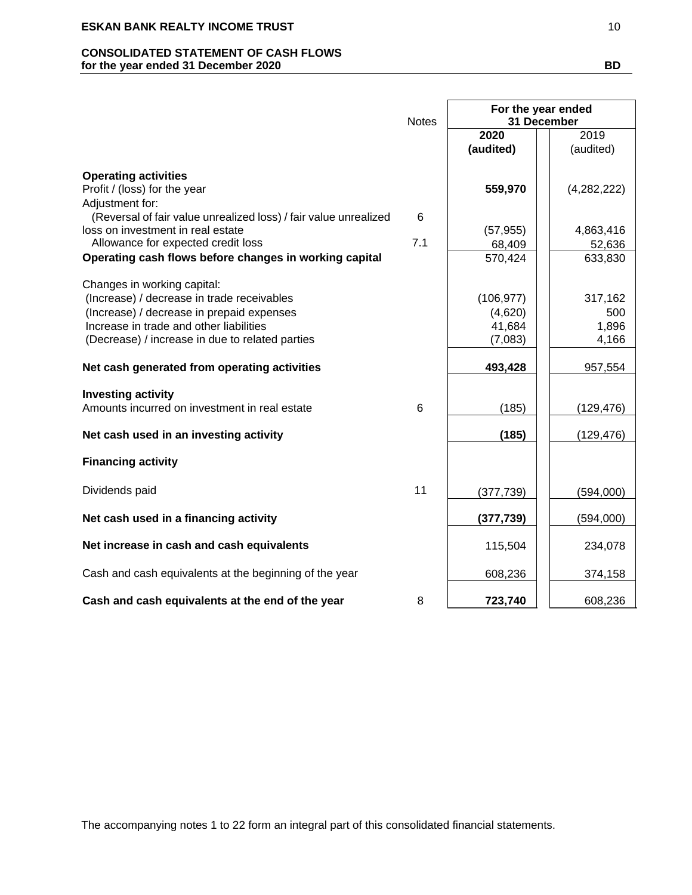## CONSOLIDATED STATEMENT OF CASH FLOWS
**for the year ended 31 December 2020** **BD**

| | Notes | For the year ended 31 December | |
|---|---|---|---|
| | | **2020 (audited)** | 2019 (audited) |
| **Operating activities** | | | |
| Profit / (loss) for the year | | **559,970** | (4,282,222) |
| Adjustment for: | | | |
| (Reversal of fair value unrealized loss) / fair value unrealized loss on investment in real estate | 6 | (57,955) | 4,863,416 |
| Allowance for expected credit loss | 7.1 | 68,409 | 52,636 |
| **Operating cash flows before changes in working capital** | | 570,424 | 633,830 |
| Changes in working capital: | | | |
| (Increase) / decrease in trade receivables | | (106,977) | 317,162 |
| (Increase) / decrease in prepaid expenses | | (4,620) | 500 |
| Increase in trade and other liabilities | | 41,684 | 1,896 |
| (Decrease) / increase in due to related parties | | (7,083) | 4,166 |
| **Net cash generated from operating activities** | | **493,428** | 957,554 |
| **Investing activity** | | | |
| Amounts incurred on investment in real estate | 6 | (185) | (129,476) |
| **Net cash used in an investing activity** | | **(185)** | (129,476) |
| **Financing activity** | | | |
| Dividends paid | 11 | (377,739) | (594,000) |
| **Net cash used in a financing activity** | | **(377,739)** | (594,000) |
| **Net increase in cash and cash equivalents** | | 115,504 | 234,078 |
| Cash and cash equivalents at the beginning of the year | | 608,236 | 374,158 |
| **Cash and cash equivalents at the end of the year** | 8 | **723,740** | 608,236 |

The accompanying notes 1 to 22 form an integral part of this consolidated financial statements.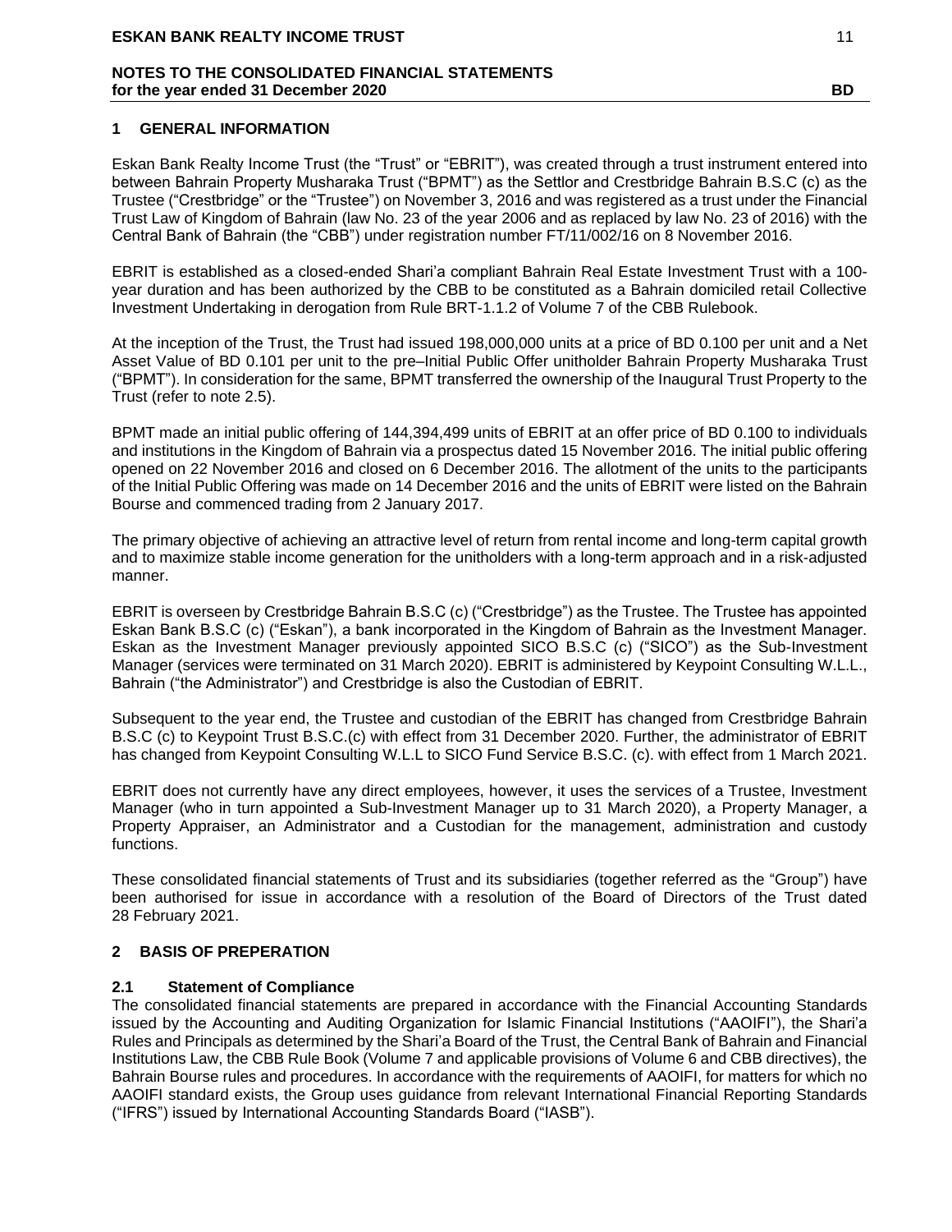## 1 GENERAL INFORMATION

Eskan Bank Realty Income Trust (the "Trust" or "EBRIT"), was created through a trust instrument entered into between Bahrain Property Musharaka Trust ("BPMT") as the Settlor and Crestbridge Bahrain B.S.C (c) as the Trustee ("Crestbridge" or the "Trustee") on November 3, 2016 and was registered as a trust under the Financial Trust Law of Kingdom of Bahrain (law No. 23 of the year 2006 and as replaced by law No. 23 of 2016) with the Central Bank of Bahrain (the "CBB") under registration number FT/11/002/16 on 8 November 2016.

EBRIT is established as a closed-ended Shari'a compliant Bahrain Real Estate Investment Trust with a 100-year duration and has been authorized by the CBB to be constituted as a Bahrain domiciled retail Collective Investment Undertaking in derogation from Rule BRT-1.1.2 of Volume 7 of the CBB Rulebook.

At the inception of the Trust, the Trust had issued 198,000,000 units at a price of BD 0.100 per unit and a Net Asset Value of BD 0.101 per unit to the pre–Initial Public Offer unitholder Bahrain Property Musharaka Trust ("BPMT"). In consideration for the same, BPMT transferred the ownership of the Inaugural Trust Property to the Trust (refer to note 2.5).

BPMT made an initial public offering of 144,394,499 units of EBRIT at an offer price of BD 0.100 to individuals and institutions in the Kingdom of Bahrain via a prospectus dated 15 November 2016. The initial public offering opened on 22 November 2016 and closed on 6 December 2016. The allotment of the units to the participants of the Initial Public Offering was made on 14 December 2016 and the units of EBRIT were listed on the Bahrain Bourse and commenced trading from 2 January 2017.

The primary objective of achieving an attractive level of return from rental income and long-term capital growth and to maximize stable income generation for the unitholders with a long-term approach and in a risk-adjusted manner.

EBRIT is overseen by Crestbridge Bahrain B.S.C (c) ("Crestbridge") as the Trustee. The Trustee has appointed Eskan Bank B.S.C (c) ("Eskan"), a bank incorporated in the Kingdom of Bahrain as the Investment Manager. Eskan as the Investment Manager previously appointed SICO B.S.C (c) ("SICO") as the Sub-Investment Manager (services were terminated on 31 March 2020). EBRIT is administered by Keypoint Consulting W.L.L., Bahrain ("the Administrator") and Crestbridge is also the Custodian of EBRIT.

Subsequent to the year end, the Trustee and custodian of the EBRIT has changed from Crestbridge Bahrain B.S.C (c) to Keypoint Trust B.S.C.(c) with effect from 31 December 2020. Further, the administrator of EBRIT has changed from Keypoint Consulting W.L.L to SICO Fund Service B.S.C. (c). with effect from 1 March 2021.

EBRIT does not currently have any direct employees, however, it uses the services of a Trustee, Investment Manager (who in turn appointed a Sub-Investment Manager up to 31 March 2020), a Property Manager, a Property Appraiser, an Administrator and a Custodian for the management, administration and custody functions.

These consolidated financial statements of Trust and its subsidiaries (together referred as the "Group") have been authorised for issue in accordance with a resolution of the Board of Directors of the Trust dated 28 February 2021.

## 2 BASIS OF PREPERATION

### 2.1 Statement of Compliance

The consolidated financial statements are prepared in accordance with the Financial Accounting Standards issued by the Accounting and Auditing Organization for Islamic Financial Institutions ("AAOIFI"), the Shari'a Rules and Principals as determined by the Shari'a Board of the Trust, the Central Bank of Bahrain and Financial Institutions Law, the CBB Rule Book (Volume 7 and applicable provisions of Volume 6 and CBB directives), the Bahrain Bourse rules and procedures. In accordance with the requirements of AAOIFI, for matters for which no AAOIFI standard exists, the Group uses guidance from relevant International Financial Reporting Standards ("IFRS") issued by International Accounting Standards Board ("IASB").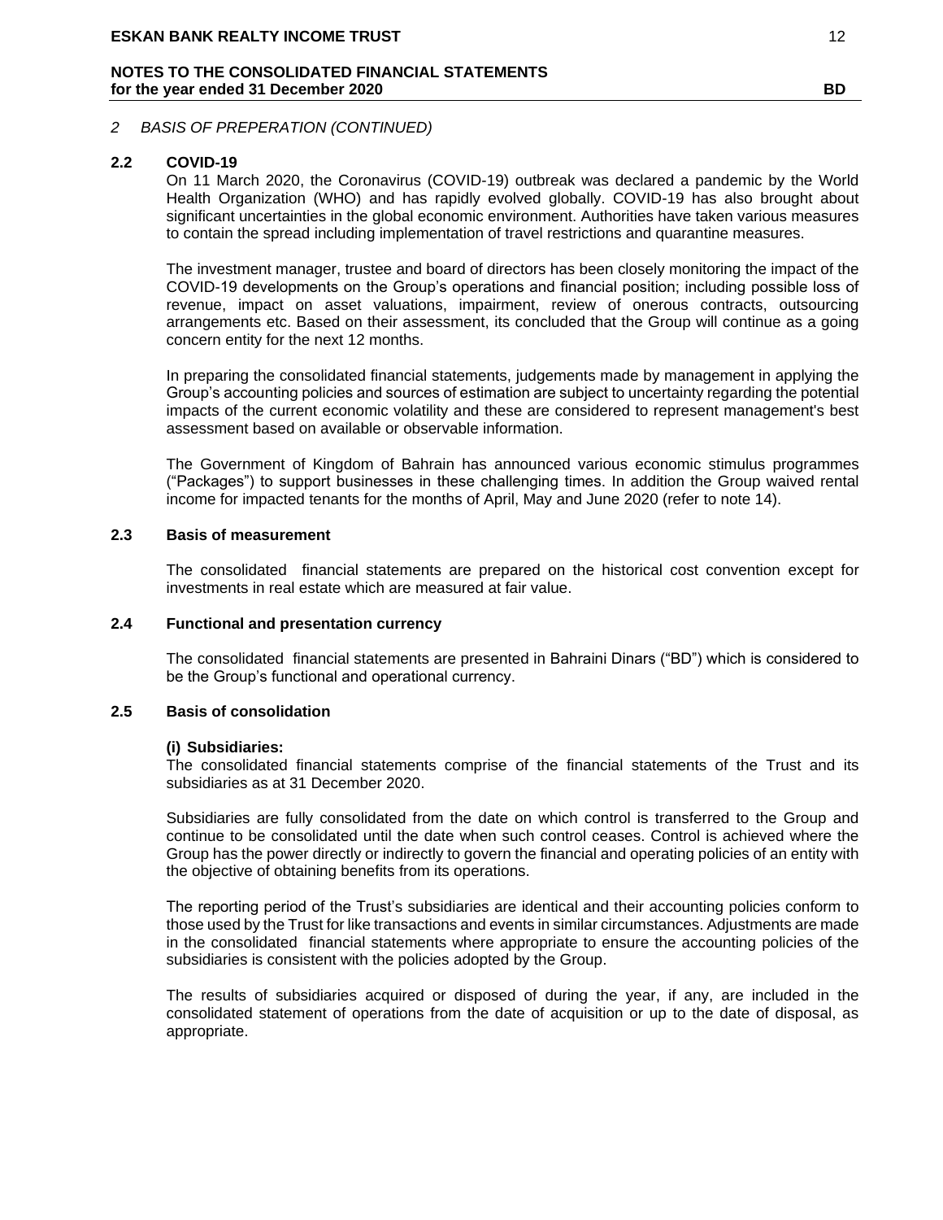*2 BASIS OF PREPERATION (CONTINUED)*

### 2.2 COVID-19

On 11 March 2020, the Coronavirus (COVID-19) outbreak was declared a pandemic by the World Health Organization (WHO) and has rapidly evolved globally. COVID-19 has also brought about significant uncertainties in the global economic environment. Authorities have taken various measures to contain the spread including implementation of travel restrictions and quarantine measures.

The investment manager, trustee and board of directors has been closely monitoring the impact of the COVID-19 developments on the Group's operations and financial position; including possible loss of revenue, impact on asset valuations, impairment, review of onerous contracts, outsourcing arrangements etc. Based on their assessment, its concluded that the Group will continue as a going concern entity for the next 12 months.

In preparing the consolidated financial statements, judgements made by management in applying the Group's accounting policies and sources of estimation are subject to uncertainty regarding the potential impacts of the current economic volatility and these are considered to represent management's best assessment based on available or observable information.

The Government of Kingdom of Bahrain has announced various economic stimulus programmes ("Packages") to support businesses in these challenging times. In addition the Group waived rental income for impacted tenants for the months of April, May and June 2020 (refer to note 14).

### 2.3 Basis of measurement

The consolidated financial statements are prepared on the historical cost convention except for investments in real estate which are measured at fair value.

### 2.4 Functional and presentation currency

The consolidated financial statements are presented in Bahraini Dinars ("BD") which is considered to be the Group's functional and operational currency.

### 2.5 Basis of consolidation

**(i) Subsidiaries:**

The consolidated financial statements comprise of the financial statements of the Trust and its subsidiaries as at 31 December 2020.

Subsidiaries are fully consolidated from the date on which control is transferred to the Group and continue to be consolidated until the date when such control ceases. Control is achieved where the Group has the power directly or indirectly to govern the financial and operating policies of an entity with the objective of obtaining benefits from its operations.

The reporting period of the Trust's subsidiaries are identical and their accounting policies conform to those used by the Trust for like transactions and events in similar circumstances. Adjustments are made in the consolidated financial statements where appropriate to ensure the accounting policies of the subsidiaries is consistent with the policies adopted by the Group.

The results of subsidiaries acquired or disposed of during the year, if any, are included in the consolidated statement of operations from the date of acquisition or up to the date of disposal, as appropriate.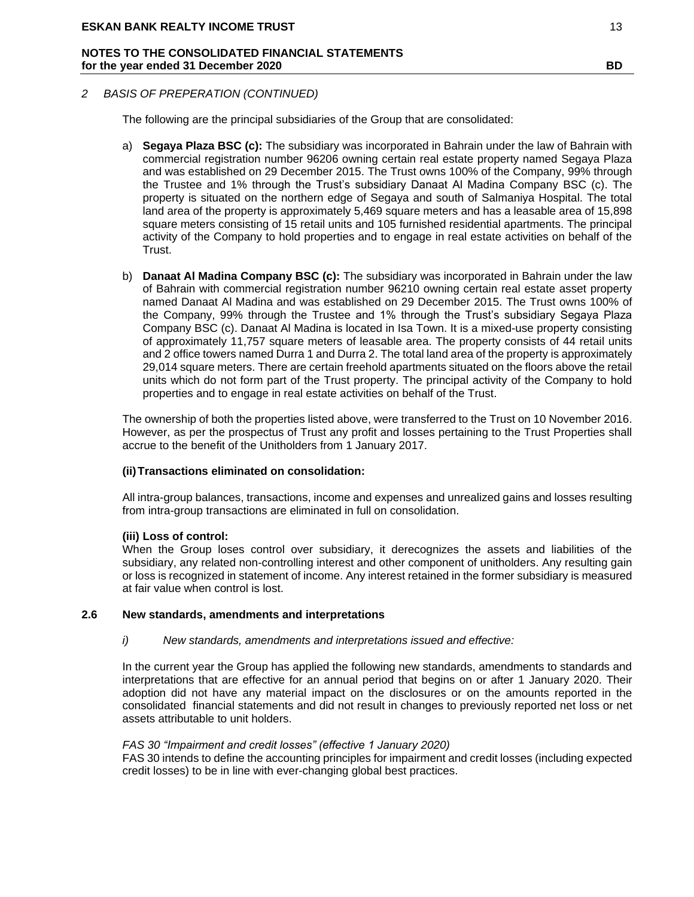*2 BASIS OF PREPERATION (CONTINUED)*

The following are the principal subsidiaries of the Group that are consolidated:

a) **Segaya Plaza BSC (c):** The subsidiary was incorporated in Bahrain under the law of Bahrain with commercial registration number 96206 owning certain real estate property named Segaya Plaza and was established on 29 December 2015. The Trust owns 100% of the Company, 99% through the Trustee and 1% through the Trust's subsidiary Danaat Al Madina Company BSC (c). The property is situated on the northern edge of Segaya and south of Salmaniya Hospital. The total land area of the property is approximately 5,469 square meters and has a leasable area of 15,898 square meters consisting of 15 retail units and 105 furnished residential apartments. The principal activity of the Company to hold properties and to engage in real estate activities on behalf of the Trust.

b) **Danaat Al Madina Company BSC (c):** The subsidiary was incorporated in Bahrain under the law of Bahrain with commercial registration number 96210 owning certain real estate asset property named Danaat Al Madina and was established on 29 December 2015. The Trust owns 100% of the Company, 99% through the Trustee and 1% through the Trust's subsidiary Segaya Plaza Company BSC (c). Danaat Al Madina is located in Isa Town. It is a mixed-use property consisting of approximately 11,757 square meters of leasable area. The property consists of 44 retail units and 2 office towers named Durra 1 and Durra 2. The total land area of the property is approximately 29,014 square meters. There are certain freehold apartments situated on the floors above the retail units which do not form part of the Trust property. The principal activity of the Company to hold properties and to engage in real estate activities on behalf of the Trust.

The ownership of both the properties listed above, were transferred to the Trust on 10 November 2016. However, as per the prospectus of Trust any profit and losses pertaining to the Trust Properties shall accrue to the benefit of the Unitholders from 1 January 2017.

**(ii) Transactions eliminated on consolidation:**

All intra-group balances, transactions, income and expenses and unrealized gains and losses resulting from intra-group transactions are eliminated in full on consolidation.

**(iii) Loss of control:**

When the Group loses control over subsidiary, it derecognizes the assets and liabilities of the subsidiary, any related non-controlling interest and other component of unitholders. Any resulting gain or loss is recognized in statement of income. Any interest retained in the former subsidiary is measured at fair value when control is lost.

## 2.6 New standards, amendments and interpretations

*i) New standards, amendments and interpretations issued and effective:*

In the current year the Group has applied the following new standards, amendments to standards and interpretations that are effective for an annual period that begins on or after 1 January 2020. Their adoption did not have any material impact on the disclosures or on the amounts reported in the consolidated financial statements and did not result in changes to previously reported net loss or net assets attributable to unit holders.

*FAS 30 "Impairment and credit losses" (effective 1 January 2020)*

FAS 30 intends to define the accounting principles for impairment and credit losses (including expected credit losses) to be in line with ever-changing global best practices.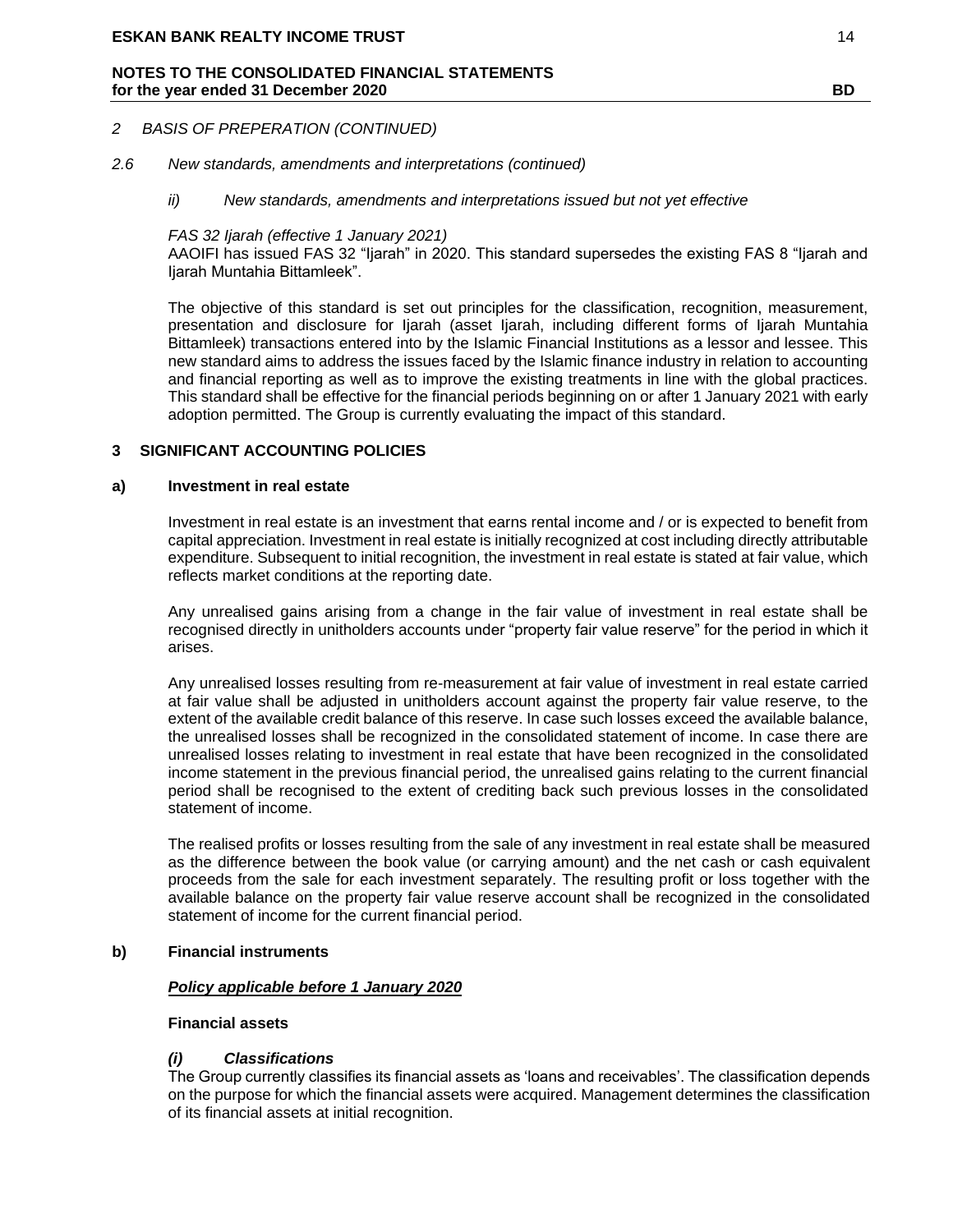## 2 BASIS OF PREPERATION (CONTINUED)

### 2.6 New standards, amendments and interpretations (continued)

*ii) New standards, amendments and interpretations issued but not yet effective*

*FAS 32 Ijarah (effective 1 January 2021)*

AAOIFI has issued FAS 32 "Ijarah" in 2020. This standard supersedes the existing FAS 8 "Ijarah and Ijarah Muntahia Bittamleek".

The objective of this standard is set out principles for the classification, recognition, measurement, presentation and disclosure for Ijarah (asset Ijarah, including different forms of Ijarah Muntahia Bittamleek) transactions entered into by the Islamic Financial Institutions as a lessor and lessee. This new standard aims to address the issues faced by the Islamic finance industry in relation to accounting and financial reporting as well as to improve the existing treatments in line with the global practices. This standard shall be effective for the financial periods beginning on or after 1 January 2021 with early adoption permitted. The Group is currently evaluating the impact of this standard.

## 3 SIGNIFICANT ACCOUNTING POLICIES

### a) Investment in real estate

Investment in real estate is an investment that earns rental income and / or is expected to benefit from capital appreciation. Investment in real estate is initially recognized at cost including directly attributable expenditure. Subsequent to initial recognition, the investment in real estate is stated at fair value, which reflects market conditions at the reporting date.

Any unrealised gains arising from a change in the fair value of investment in real estate shall be recognised directly in unitholders accounts under "property fair value reserve" for the period in which it arises.

Any unrealised losses resulting from re-measurement at fair value of investment in real estate carried at fair value shall be adjusted in unitholders account against the property fair value reserve, to the extent of the available credit balance of this reserve. In case such losses exceed the available balance, the unrealised losses shall be recognized in the consolidated statement of income. In case there are unrealised losses relating to investment in real estate that have been recognized in the consolidated income statement in the previous financial period, the unrealised gains relating to the current financial period shall be recognised to the extent of crediting back such previous losses in the consolidated statement of income.

The realised profits or losses resulting from the sale of any investment in real estate shall be measured as the difference between the book value (or carrying amount) and the net cash or cash equivalent proceeds from the sale for each investment separately. The resulting profit or loss together with the available balance on the property fair value reserve account shall be recognized in the consolidated statement of income for the current financial period.

### b) Financial instruments

***Policy applicable before 1 January 2020***

**Financial assets**

***(i) Classifications***

The Group currently classifies its financial assets as 'loans and receivables'. The classification depends on the purpose for which the financial assets were acquired. Management determines the classification of its financial assets at initial recognition.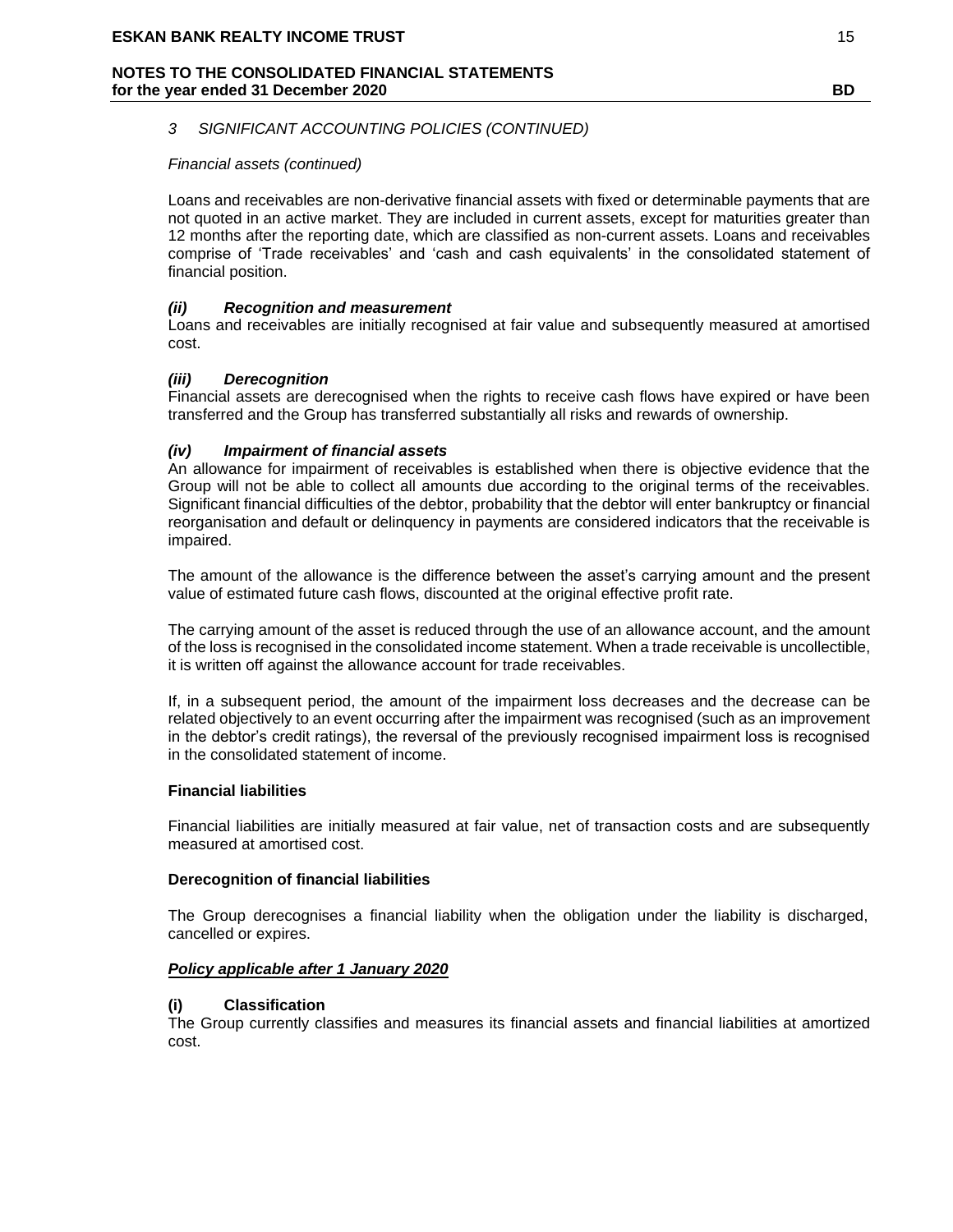*3 SIGNIFICANT ACCOUNTING POLICIES (CONTINUED)*

*Financial assets (continued)*

Loans and receivables are non-derivative financial assets with fixed or determinable payments that are not quoted in an active market. They are included in current assets, except for maturities greater than 12 months after the reporting date, which are classified as non-current assets. Loans and receivables comprise of 'Trade receivables' and 'cash and cash equivalents' in the consolidated statement of financial position.

***(ii) Recognition and measurement***

Loans and receivables are initially recognised at fair value and subsequently measured at amortised cost.

***(iii) Derecognition***

Financial assets are derecognised when the rights to receive cash flows have expired or have been transferred and the Group has transferred substantially all risks and rewards of ownership.

***(iv) Impairment of financial assets***

An allowance for impairment of receivables is established when there is objective evidence that the Group will not be able to collect all amounts due according to the original terms of the receivables. Significant financial difficulties of the debtor, probability that the debtor will enter bankruptcy or financial reorganisation and default or delinquency in payments are considered indicators that the receivable is impaired.

The amount of the allowance is the difference between the asset's carrying amount and the present value of estimated future cash flows, discounted at the original effective profit rate.

The carrying amount of the asset is reduced through the use of an allowance account, and the amount of the loss is recognised in the consolidated income statement. When a trade receivable is uncollectible, it is written off against the allowance account for trade receivables.

If, in a subsequent period, the amount of the impairment loss decreases and the decrease can be related objectively to an event occurring after the impairment was recognised (such as an improvement in the debtor's credit ratings), the reversal of the previously recognised impairment loss is recognised in the consolidated statement of income.

**Financial liabilities**

Financial liabilities are initially measured at fair value, net of transaction costs and are subsequently measured at amortised cost.

**Derecognition of financial liabilities**

The Group derecognises a financial liability when the obligation under the liability is discharged, cancelled or expires.

***Policy applicable after 1 January 2020***

**(i) Classification**

The Group currently classifies and measures its financial assets and financial liabilities at amortized cost.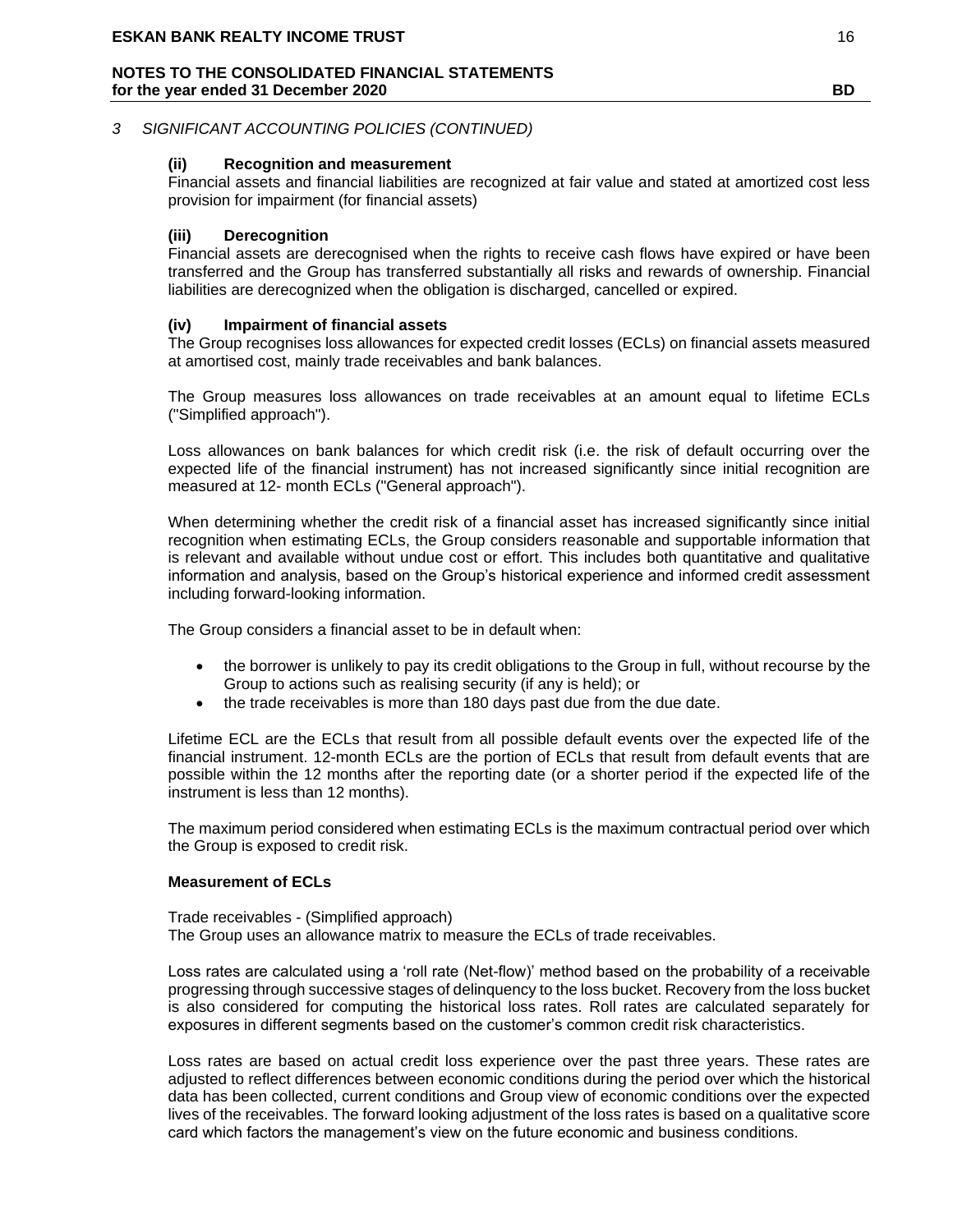*3 SIGNIFICANT ACCOUNTING POLICIES (CONTINUED)*

**(ii) Recognition and measurement**

Financial assets and financial liabilities are recognized at fair value and stated at amortized cost less provision for impairment (for financial assets)

**(iii) Derecognition**

Financial assets are derecognised when the rights to receive cash flows have expired or have been transferred and the Group has transferred substantially all risks and rewards of ownership. Financial liabilities are derecognized when the obligation is discharged, cancelled or expired.

**(iv) Impairment of financial assets**

The Group recognises loss allowances for expected credit losses (ECLs) on financial assets measured at amortised cost, mainly trade receivables and bank balances.

The Group measures loss allowances on trade receivables at an amount equal to lifetime ECLs ("Simplified approach").

Loss allowances on bank balances for which credit risk (i.e. the risk of default occurring over the expected life of the financial instrument) has not increased significantly since initial recognition are measured at 12- month ECLs ("General approach").

When determining whether the credit risk of a financial asset has increased significantly since initial recognition when estimating ECLs, the Group considers reasonable and supportable information that is relevant and available without undue cost or effort. This includes both quantitative and qualitative information and analysis, based on the Group's historical experience and informed credit assessment including forward-looking information.

The Group considers a financial asset to be in default when:

- the borrower is unlikely to pay its credit obligations to the Group in full, without recourse by the Group to actions such as realising security (if any is held); or
- the trade receivables is more than 180 days past due from the due date.

Lifetime ECL are the ECLs that result from all possible default events over the expected life of the financial instrument. 12-month ECLs are the portion of ECLs that result from default events that are possible within the 12 months after the reporting date (or a shorter period if the expected life of the instrument is less than 12 months).

The maximum period considered when estimating ECLs is the maximum contractual period over which the Group is exposed to credit risk.

**Measurement of ECLs**

Trade receivables - (Simplified approach)
The Group uses an allowance matrix to measure the ECLs of trade receivables.

Loss rates are calculated using a 'roll rate (Net-flow)' method based on the probability of a receivable progressing through successive stages of delinquency to the loss bucket. Recovery from the loss bucket is also considered for computing the historical loss rates. Roll rates are calculated separately for exposures in different segments based on the customer's common credit risk characteristics.

Loss rates are based on actual credit loss experience over the past three years. These rates are adjusted to reflect differences between economic conditions during the period over which the historical data has been collected, current conditions and Group view of economic conditions over the expected lives of the receivables. The forward looking adjustment of the loss rates is based on a qualitative score card which factors the management's view on the future economic and business conditions.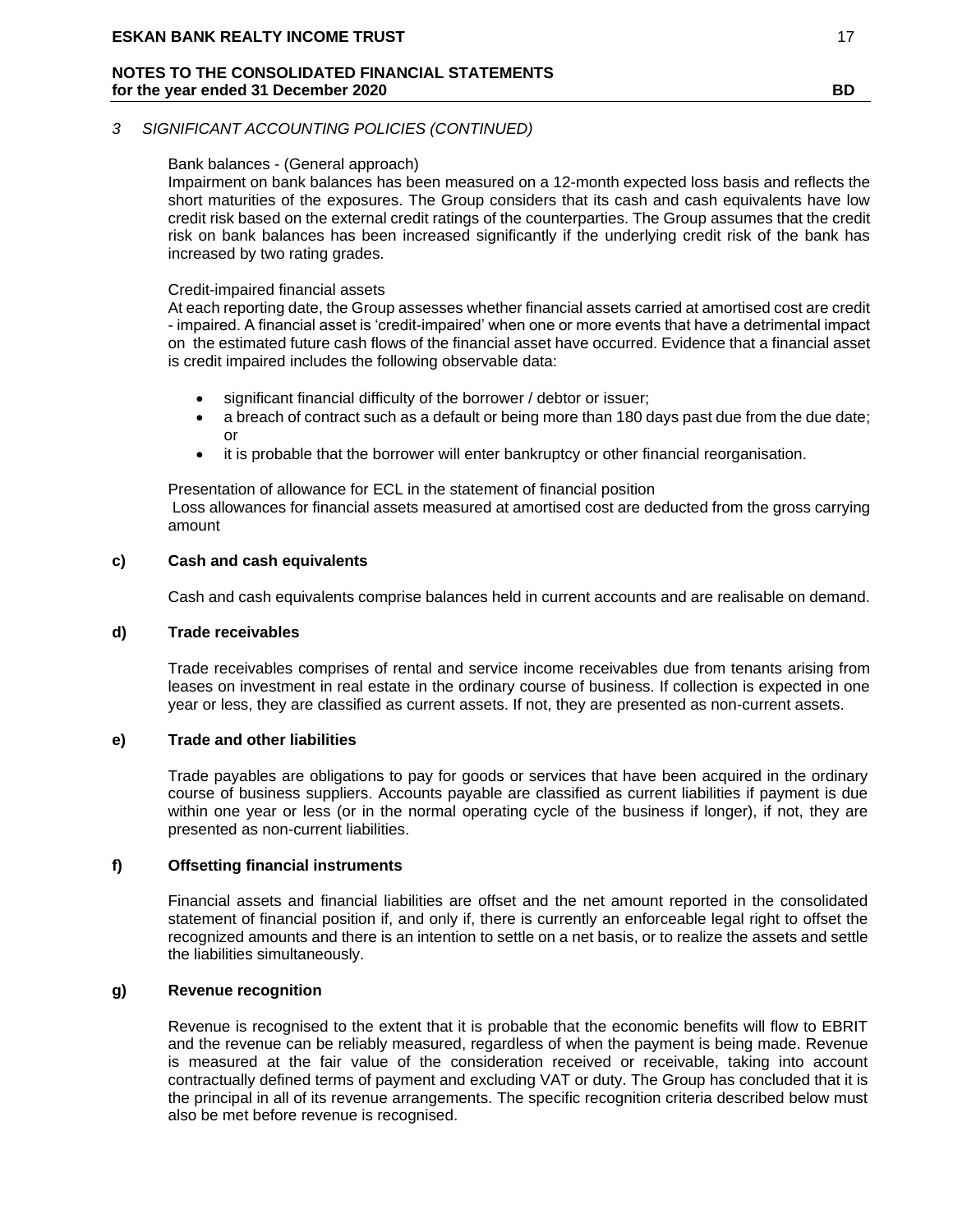*3 SIGNIFICANT ACCOUNTING POLICIES (CONTINUED)*

Bank balances - (General approach)
Impairment on bank balances has been measured on a 12-month expected loss basis and reflects the short maturities of the exposures. The Group considers that its cash and cash equivalents have low credit risk based on the external credit ratings of the counterparties. The Group assumes that the credit risk on bank balances has been increased significantly if the underlying credit risk of the bank has increased by two rating grades.

Credit-impaired financial assets
At each reporting date, the Group assesses whether financial assets carried at amortised cost are credit - impaired. A financial asset is 'credit-impaired' when one or more events that have a detrimental impact on the estimated future cash flows of the financial asset have occurred. Evidence that a financial asset is credit impaired includes the following observable data:

- significant financial difficulty of the borrower / debtor or issuer;
- a breach of contract such as a default or being more than 180 days past due from the due date; or
- it is probable that the borrower will enter bankruptcy or other financial reorganisation.

Presentation of allowance for ECL in the statement of financial position
Loss allowances for financial assets measured at amortised cost are deducted from the gross carrying amount

**c) Cash and cash equivalents**

Cash and cash equivalents comprise balances held in current accounts and are realisable on demand.

**d) Trade receivables**

Trade receivables comprises of rental and service income receivables due from tenants arising from leases on investment in real estate in the ordinary course of business. If collection is expected in one year or less, they are classified as current assets. If not, they are presented as non-current assets.

**e) Trade and other liabilities**

Trade payables are obligations to pay for goods or services that have been acquired in the ordinary course of business suppliers. Accounts payable are classified as current liabilities if payment is due within one year or less (or in the normal operating cycle of the business if longer), if not, they are presented as non-current liabilities.

**f) Offsetting financial instruments**

Financial assets and financial liabilities are offset and the net amount reported in the consolidated statement of financial position if, and only if, there is currently an enforceable legal right to offset the recognized amounts and there is an intention to settle on a net basis, or to realize the assets and settle the liabilities simultaneously.

**g) Revenue recognition**

Revenue is recognised to the extent that it is probable that the economic benefits will flow to EBRIT and the revenue can be reliably measured, regardless of when the payment is being made. Revenue is measured at the fair value of the consideration received or receivable, taking into account contractually defined terms of payment and excluding VAT or duty. The Group has concluded that it is the principal in all of its revenue arrangements. The specific recognition criteria described below must also be met before revenue is recognised.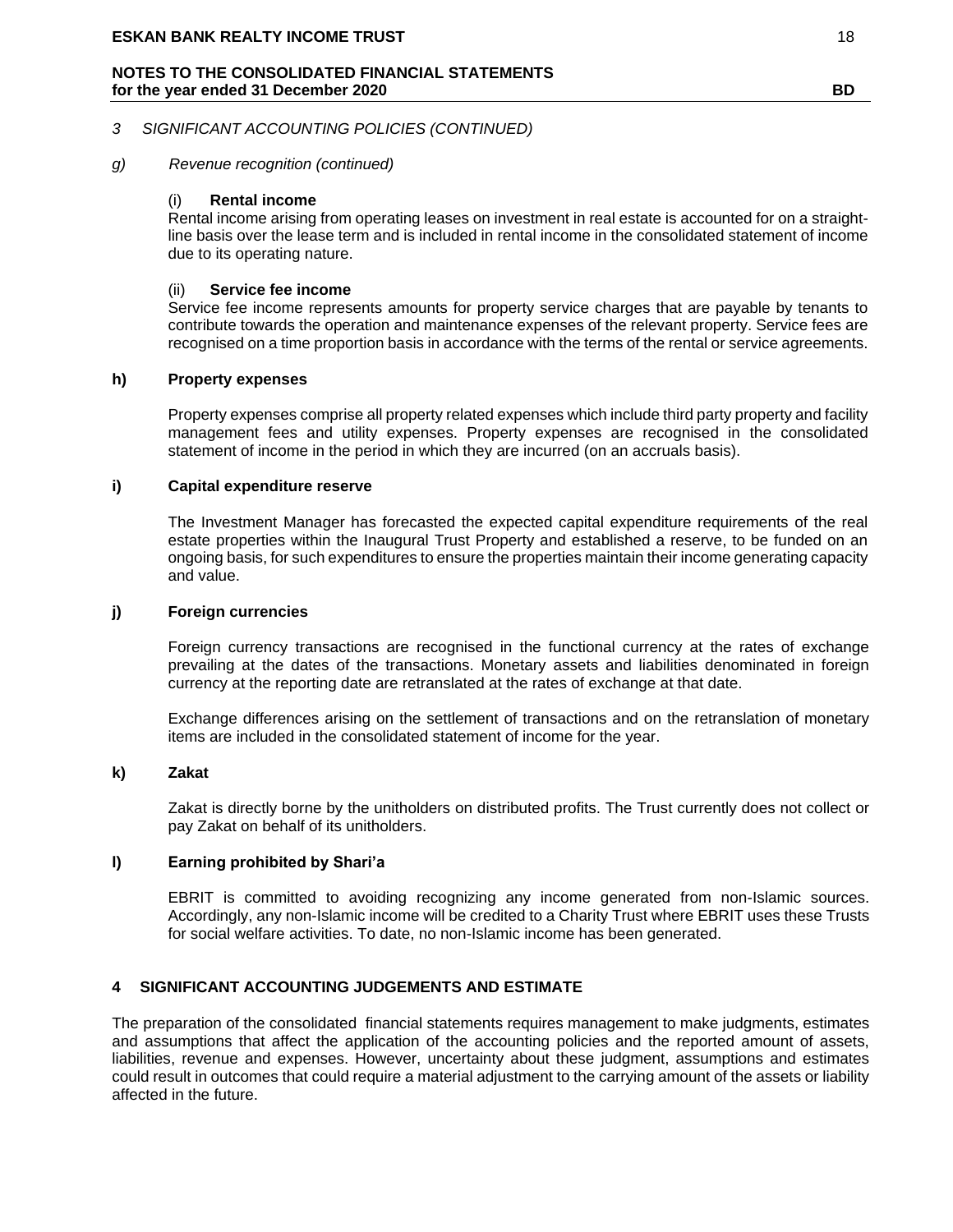*3 SIGNIFICANT ACCOUNTING POLICIES (CONTINUED)*

*g) Revenue recognition (continued)*

(i) **Rental income**

Rental income arising from operating leases on investment in real estate is accounted for on a straight-line basis over the lease term and is included in rental income in the consolidated statement of income due to its operating nature.

(ii) **Service fee income**

Service fee income represents amounts for property service charges that are payable by tenants to contribute towards the operation and maintenance expenses of the relevant property. Service fees are recognised on a time proportion basis in accordance with the terms of the rental or service agreements.

**h) Property expenses**

Property expenses comprise all property related expenses which include third party property and facility management fees and utility expenses. Property expenses are recognised in the consolidated statement of income in the period in which they are incurred (on an accruals basis).

**i) Capital expenditure reserve**

The Investment Manager has forecasted the expected capital expenditure requirements of the real estate properties within the Inaugural Trust Property and established a reserve, to be funded on an ongoing basis, for such expenditures to ensure the properties maintain their income generating capacity and value.

**j) Foreign currencies**

Foreign currency transactions are recognised in the functional currency at the rates of exchange prevailing at the dates of the transactions. Monetary assets and liabilities denominated in foreign currency at the reporting date are retranslated at the rates of exchange at that date.

Exchange differences arising on the settlement of transactions and on the retranslation of monetary items are included in the consolidated statement of income for the year.

**k) Zakat**

Zakat is directly borne by the unitholders on distributed profits. The Trust currently does not collect or pay Zakat on behalf of its unitholders.

**l) Earning prohibited by Shari'a**

EBRIT is committed to avoiding recognizing any income generated from non-Islamic sources. Accordingly, any non-Islamic income will be credited to a Charity Trust where EBRIT uses these Trusts for social welfare activities. To date, no non-Islamic income has been generated.

## 4 SIGNIFICANT ACCOUNTING JUDGEMENTS AND ESTIMATE

The preparation of the consolidated financial statements requires management to make judgments, estimates and assumptions that affect the application of the accounting policies and the reported amount of assets, liabilities, revenue and expenses. However, uncertainty about these judgment, assumptions and estimates could result in outcomes that could require a material adjustment to the carrying amount of the assets or liability affected in the future.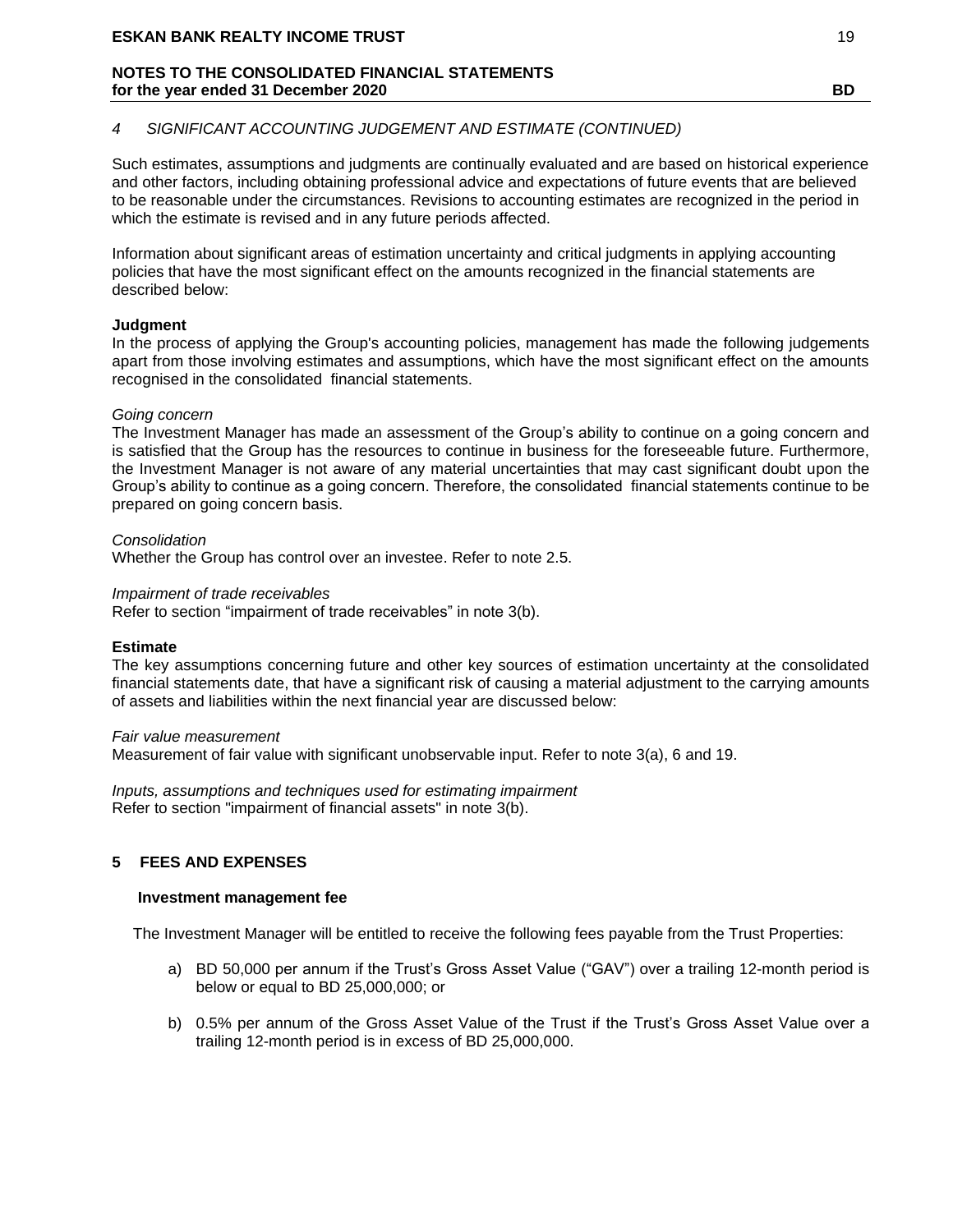### *4 SIGNIFICANT ACCOUNTING JUDGEMENT AND ESTIMATE (CONTINUED)*

Such estimates, assumptions and judgments are continually evaluated and are based on historical experience and other factors, including obtaining professional advice and expectations of future events that are believed to be reasonable under the circumstances. Revisions to accounting estimates are recognized in the period in which the estimate is revised and in any future periods affected.

Information about significant areas of estimation uncertainty and critical judgments in applying accounting policies that have the most significant effect on the amounts recognized in the financial statements are described below:

**Judgment**

In the process of applying the Group's accounting policies, management has made the following judgements apart from those involving estimates and assumptions, which have the most significant effect on the amounts recognised in the consolidated financial statements.

*Going concern*

The Investment Manager has made an assessment of the Group's ability to continue on a going concern and is satisfied that the Group has the resources to continue in business for the foreseeable future. Furthermore, the Investment Manager is not aware of any material uncertainties that may cast significant doubt upon the Group's ability to continue as a going concern. Therefore, the consolidated financial statements continue to be prepared on going concern basis.

*Consolidation*

Whether the Group has control over an investee. Refer to note 2.5.

*Impairment of trade receivables*

Refer to section "impairment of trade receivables" in note 3(b).

**Estimate**

The key assumptions concerning future and other key sources of estimation uncertainty at the consolidated financial statements date, that have a significant risk of causing a material adjustment to the carrying amounts of assets and liabilities within the next financial year are discussed below:

*Fair value measurement*

Measurement of fair value with significant unobservable input. Refer to note 3(a), 6 and 19.

*Inputs, assumptions and techniques used for estimating impairment*

Refer to section "impairment of financial assets" in note 3(b).

## 5 FEES AND EXPENSES

**Investment management fee**

The Investment Manager will be entitled to receive the following fees payable from the Trust Properties:

a) BD 50,000 per annum if the Trust's Gross Asset Value ("GAV") over a trailing 12-month period is below or equal to BD 25,000,000; or

b) 0.5% per annum of the Gross Asset Value of the Trust if the Trust's Gross Asset Value over a trailing 12-month period is in excess of BD 25,000,000.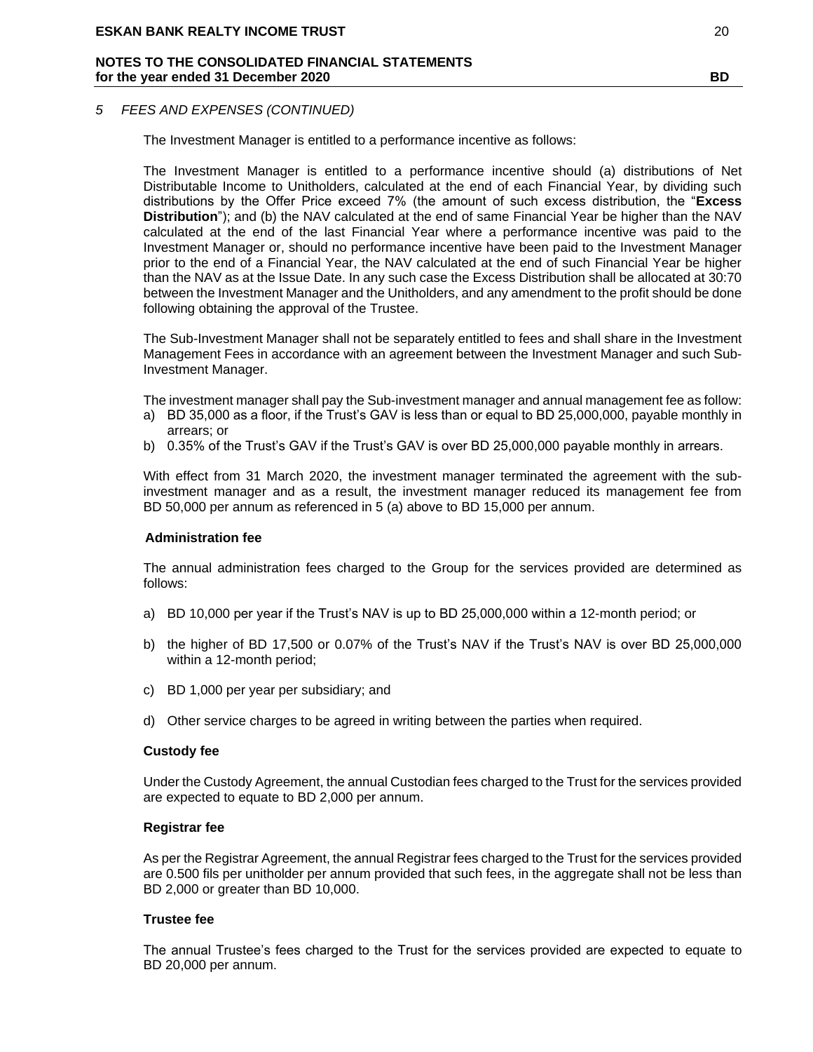*5 FEES AND EXPENSES (CONTINUED)*

The Investment Manager is entitled to a performance incentive as follows:

The Investment Manager is entitled to a performance incentive should (a) distributions of Net Distributable Income to Unitholders, calculated at the end of each Financial Year, by dividing such distributions by the Offer Price exceed 7% (the amount of such excess distribution, the "**Excess Distribution**"); and (b) the NAV calculated at the end of same Financial Year be higher than the NAV calculated at the end of the last Financial Year where a performance incentive was paid to the Investment Manager or, should no performance incentive have been paid to the Investment Manager prior to the end of a Financial Year, the NAV calculated at the end of such Financial Year be higher than the NAV as at the Issue Date. In any such case the Excess Distribution shall be allocated at 30:70 between the Investment Manager and the Unitholders, and any amendment to the profit should be done following obtaining the approval of the Trustee.

The Sub-Investment Manager shall not be separately entitled to fees and shall share in the Investment Management Fees in accordance with an agreement between the Investment Manager and such Sub-Investment Manager.

The investment manager shall pay the Sub-investment manager and annual management fee as follow:

a) BD 35,000 as a floor, if the Trust's GAV is less than or equal to BD 25,000,000, payable monthly in arrears; or
b) 0.35% of the Trust's GAV if the Trust's GAV is over BD 25,000,000 payable monthly in arrears.

With effect from 31 March 2020, the investment manager terminated the agreement with the sub-investment manager and as a result, the investment manager reduced its management fee from BD 50,000 per annum as referenced in 5 (a) above to BD 15,000 per annum.

**Administration fee**

The annual administration fees charged to the Group for the services provided are determined as follows:

a) BD 10,000 per year if the Trust's NAV is up to BD 25,000,000 within a 12-month period; or

b) the higher of BD 17,500 or 0.07% of the Trust's NAV if the Trust's NAV is over BD 25,000,000 within a 12-month period;

c) BD 1,000 per year per subsidiary; and

d) Other service charges to be agreed in writing between the parties when required.

**Custody fee**

Under the Custody Agreement, the annual Custodian fees charged to the Trust for the services provided are expected to equate to BD 2,000 per annum.

**Registrar fee**

As per the Registrar Agreement, the annual Registrar fees charged to the Trust for the services provided are 0.500 fils per unitholder per annum provided that such fees, in the aggregate shall not be less than BD 2,000 or greater than BD 10,000.

**Trustee fee**

The annual Trustee's fees charged to the Trust for the services provided are expected to equate to BD 20,000 per annum.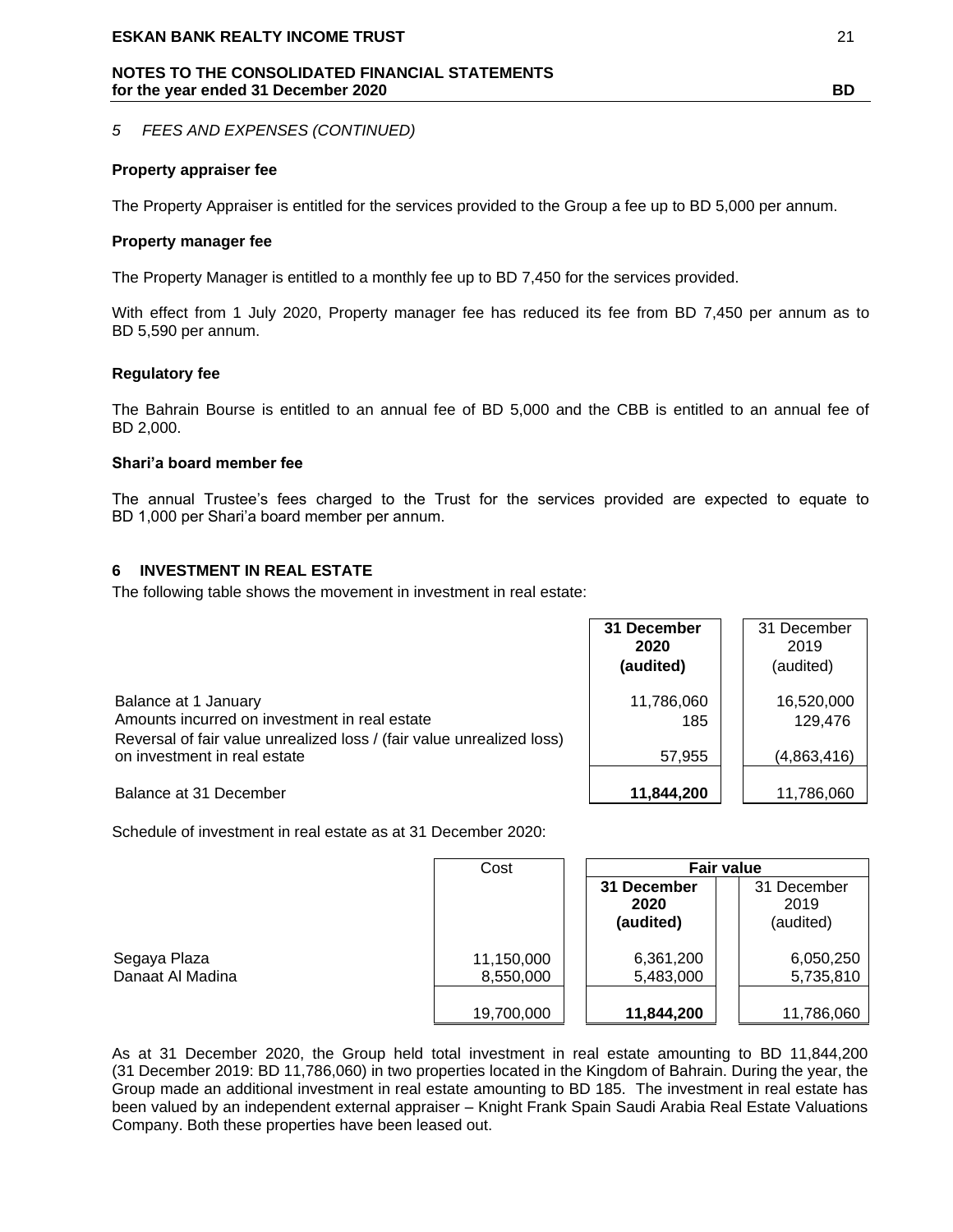*5 FEES AND EXPENSES (CONTINUED)*

**Property appraiser fee**

The Property Appraiser is entitled for the services provided to the Group a fee up to BD 5,000 per annum.

**Property manager fee**

The Property Manager is entitled to a monthly fee up to BD 7,450 for the services provided.

With effect from 1 July 2020, Property manager fee has reduced its fee from BD 7,450 per annum as to BD 5,590 per annum.

**Regulatory fee**

The Bahrain Bourse is entitled to an annual fee of BD 5,000 and the CBB is entitled to an annual fee of BD 2,000.

**Shari'a board member fee**

The annual Trustee's fees charged to the Trust for the services provided are expected to equate to BD 1,000 per Shari'a board member per annum.

## 6 INVESTMENT IN REAL ESTATE

The following table shows the movement in investment in real estate:

| | **31 December 2020 (audited)** | 31 December 2019 (audited) |
|---|---|---|
| Balance at 1 January | 11,786,060 | 16,520,000 |
| Amounts incurred on investment in real estate | 185 | 129,476 |
| Reversal of fair value unrealized loss / (fair value unrealized loss) on investment in real estate | 57,955 | (4,863,416) |
| Balance at 31 December | **11,844,200** | 11,786,060 |

Schedule of investment in real estate as at 31 December 2020:

| | Cost | **Fair value** | |
|---|---|---|---|
| | | **31 December 2020 (audited)** | 31 December 2019 (audited) |
| Segaya Plaza | 11,150,000 | 6,361,200 | 6,050,250 |
| Danaat Al Madina | 8,550,000 | 5,483,000 | 5,735,810 |
| | 19,700,000 | **11,844,200** | 11,786,060 |

As at 31 December 2020, the Group held total investment in real estate amounting to BD 11,844,200 (31 December 2019: BD 11,786,060) in two properties located in the Kingdom of Bahrain. During the year, the Group made an additional investment in real estate amounting to BD 185. The investment in real estate has been valued by an independent external appraiser – Knight Frank Spain Saudi Arabia Real Estate Valuations Company. Both these properties have been leased out.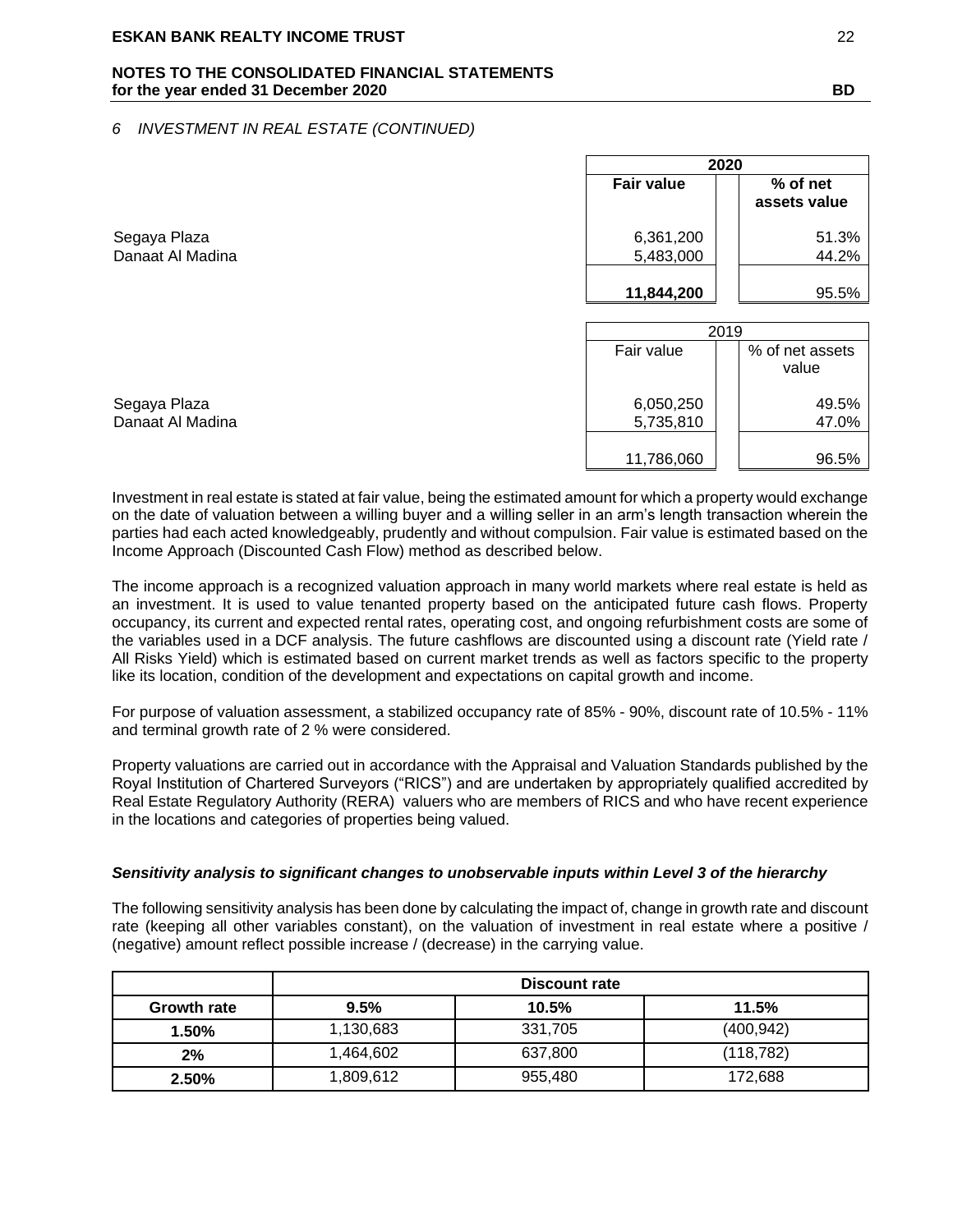*6 INVESTMENT IN REAL ESTATE (CONTINUED)*

| | **2020** | |
|---|---|---|
| | **Fair value** | **% of net assets value** |
| Segaya Plaza | 6,361,200 | 51.3% |
| Danaat Al Madina | 5,483,000 | 44.2% |
| | **11,844,200** | 95.5% |

| | 2019 | |
|---|---|---|
| | Fair value | % of net assets value |
| Segaya Plaza | 6,050,250 | 49.5% |
| Danaat Al Madina | 5,735,810 | 47.0% |
| | 11,786,060 | 96.5% |

Investment in real estate is stated at fair value, being the estimated amount for which a property would exchange on the date of valuation between a willing buyer and a willing seller in an arm's length transaction wherein the parties had each acted knowledgeably, prudently and without compulsion. Fair value is estimated based on the Income Approach (Discounted Cash Flow) method as described below.

The income approach is a recognized valuation approach in many world markets where real estate is held as an investment. It is used to value tenanted property based on the anticipated future cash flows. Property occupancy, its current and expected rental rates, operating cost, and ongoing refurbishment costs are some of the variables used in a DCF analysis. The future cashflows are discounted using a discount rate (Yield rate / All Risks Yield) which is estimated based on current market trends as well as factors specific to the property like its location, condition of the development and expectations on capital growth and income.

For purpose of valuation assessment, a stabilized occupancy rate of 85% - 90%, discount rate of 10.5% - 11% and terminal growth rate of 2 % were considered.

Property valuations are carried out in accordance with the Appraisal and Valuation Standards published by the Royal Institution of Chartered Surveyors ("RICS") and are undertaken by appropriately qualified accredited by Real Estate Regulatory Authority (RERA) valuers who are members of RICS and who have recent experience in the locations and categories of properties being valued.

***Sensitivity analysis to significant changes to unobservable inputs within Level 3 of the hierarchy***

The following sensitivity analysis has been done by calculating the impact of, change in growth rate and discount rate (keeping all other variables constant), on the valuation of investment in real estate where a positive / (negative) amount reflect possible increase / (decrease) in the carrying value.

| | **Discount rate** | | |
|---|---|---|---|
| **Growth rate** | **9.5%** | **10.5%** | **11.5%** |
| **1.50%** | 1,130,683 | 331,705 | (400,942) |
| **2%** | 1,464,602 | 637,800 | (118,782) |
| **2.50%** | 1,809,612 | 955,480 | 172,688 |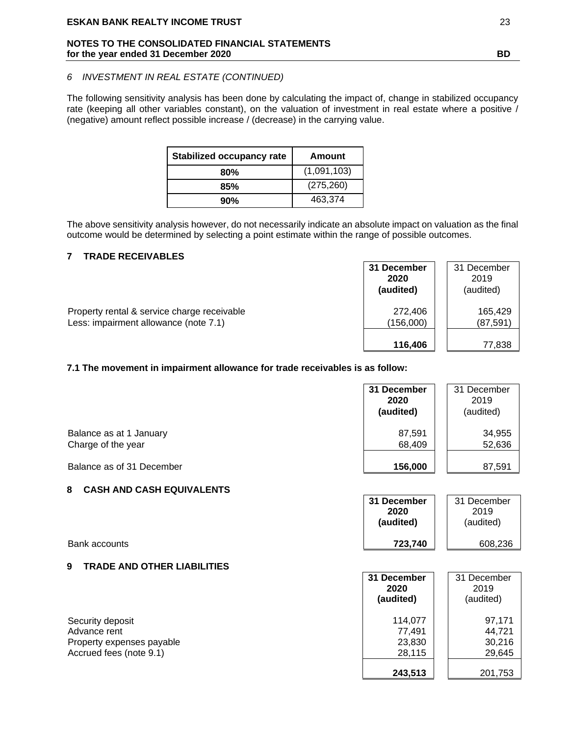*6 INVESTMENT IN REAL ESTATE (CONTINUED)*

The following sensitivity analysis has been done by calculating the impact of, change in stabilized occupancy rate (keeping all other variables constant), on the valuation of investment in real estate where a positive / (negative) amount reflect possible increase / (decrease) in the carrying value.

| Stabilized occupancy rate | Amount |
|---|---|
| **80%** | (1,091,103) |
| **85%** | (275,260) |
| **90%** | 463,374 |

The above sensitivity analysis however, do not necessarily indicate an absolute impact on valuation as the final outcome would be determined by selecting a point estimate within the range of possible outcomes.

## 7 TRADE RECEIVABLES

| | **31 December 2020 (audited)** | 31 December 2019 (audited) |
|---|---|---|
| Property rental & service charge receivable | 272,406 | 165,429 |
| Less: impairment allowance (note 7.1) | (156,000) | (87,591) |
| | **116,406** | 77,838 |

**7.1 The movement in impairment allowance for trade receivables is as follow:**

| | **31 December 2020 (audited)** | 31 December 2019 (audited) |
|---|---|---|
| Balance as at 1 January | 87,591 | 34,955 |
| Charge of the year | 68,409 | 52,636 |
| Balance as of 31 December | **156,000** | 87,591 |

## 8 CASH AND CASH EQUIVALENTS

| | **31 December 2020 (audited)** | 31 December 2019 (audited) |
|---|---|---|
| Bank accounts | **723,740** | 608,236 |

## 9 TRADE AND OTHER LIABILITIES

| | **31 December 2020 (audited)** | 31 December 2019 (audited) |
|---|---|---|
| Security deposit | 114,077 | 97,171 |
| Advance rent | 77,491 | 44,721 |
| Property expenses payable | 23,830 | 30,216 |
| Accrued fees (note 9.1) | 28,115 | 29,645 |
| | **243,513** | 201,753 |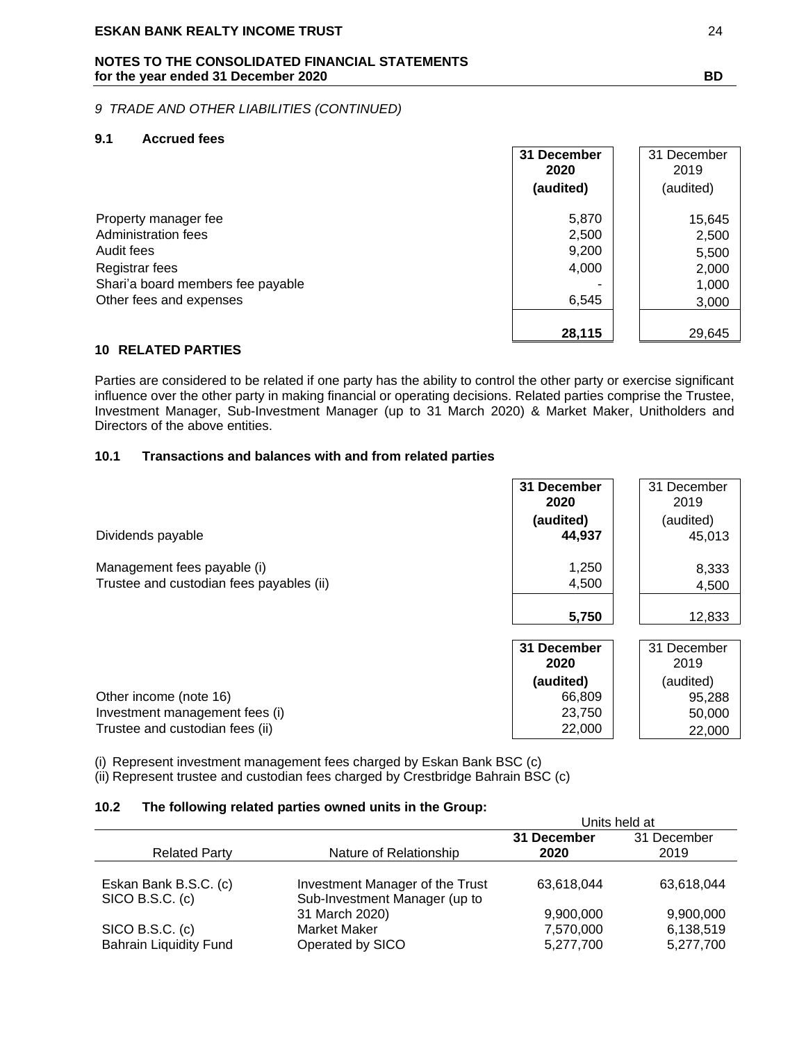*9 TRADE AND OTHER LIABILITIES (CONTINUED)*

### 9.1 Accrued fees

| | 31 December 2020 (audited) | 31 December 2019 (audited) |
|---|---|---|
| Property manager fee | 5,870 | 15,645 |
| Administration fees | 2,500 | 2,500 |
| Audit fees | 9,200 | 5,500 |
| Registrar fees | 4,000 | 2,000 |
| Shari'a board members fee payable | - | 1,000 |
| Other fees and expenses | 6,545 | 3,000 |
| | **28,115** | 29,645 |

## 10 RELATED PARTIES

Parties are considered to be related if one party has the ability to control the other party or exercise significant influence over the other party in making financial or operating decisions. Related parties comprise the Trustee, Investment Manager, Sub-Investment Manager (up to 31 March 2020) & Market Maker, Unitholders and Directors of the above entities.

### 10.1 Transactions and balances with and from related parties

| | 31 December 2020 (audited) | 31 December 2019 (audited) |
|---|---|---|
| Dividends payable | **44,937** | 45,013 |
| Management fees payable (i) | 1,250 | 8,333 |
| Trustee and custodian fees payables (ii) | 4,500 | 4,500 |
| | **5,750** | 12,833 |

| | 31 December 2020 (audited) | 31 December 2019 (audited) |
|---|---|---|
| Other income (note 16) | 66,809 | 95,288 |
| Investment management fees (i) | 23,750 | 50,000 |
| Trustee and custodian fees (ii) | 22,000 | 22,000 |

(i) Represent investment management fees charged by Eskan Bank BSC (c)
(ii) Represent trustee and custodian fees charged by Crestbridge Bahrain BSC (c)

### 10.2 The following related parties owned units in the Group:

| | | Units held at | |
|---|---|---|---|
| Related Party | Nature of Relationship | 31 December 2020 | 31 December 2019 |
| Eskan Bank B.S.C. (c) | Investment Manager of the Trust | 63,618,044 | 63,618,044 |
| SICO B.S.C. (c) | Sub-Investment Manager (up to 31 March 2020) | 9,900,000 | 9,900,000 |
| SICO B.S.C. (c) | Market Maker | 7,570,000 | 6,138,519 |
| Bahrain Liquidity Fund | Operated by SICO | 5,277,700 | 5,277,700 |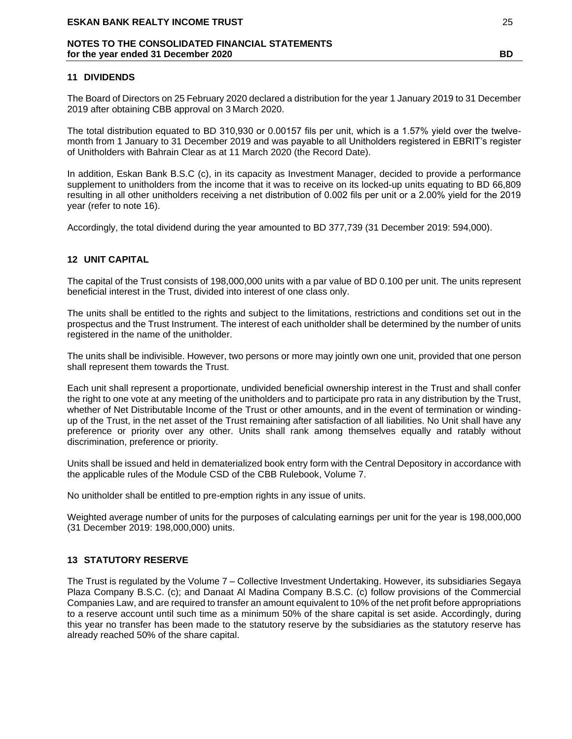## 11 DIVIDENDS

The Board of Directors on 25 February 2020 declared a distribution for the year 1 January 2019 to 31 December 2019 after obtaining CBB approval on 3 March 2020.

The total distribution equated to BD 310,930 or 0.00157 fils per unit, which is a 1.57% yield over the twelve-month from 1 January to 31 December 2019 and was payable to all Unitholders registered in EBRIT's register of Unitholders with Bahrain Clear as at 11 March 2020 (the Record Date).

In addition, Eskan Bank B.S.C (c), in its capacity as Investment Manager, decided to provide a performance supplement to unitholders from the income that it was to receive on its locked-up units equating to BD 66,809 resulting in all other unitholders receiving a net distribution of 0.002 fils per unit or a 2.00% yield for the 2019 year (refer to note 16).

Accordingly, the total dividend during the year amounted to BD 377,739 (31 December 2019: 594,000).

## 12 UNIT CAPITAL

The capital of the Trust consists of 198,000,000 units with a par value of BD 0.100 per unit. The units represent beneficial interest in the Trust, divided into interest of one class only.

The units shall be entitled to the rights and subject to the limitations, restrictions and conditions set out in the prospectus and the Trust Instrument. The interest of each unitholder shall be determined by the number of units registered in the name of the unitholder.

The units shall be indivisible. However, two persons or more may jointly own one unit, provided that one person shall represent them towards the Trust.

Each unit shall represent a proportionate, undivided beneficial ownership interest in the Trust and shall confer the right to one vote at any meeting of the unitholders and to participate pro rata in any distribution by the Trust, whether of Net Distributable Income of the Trust or other amounts, and in the event of termination or winding-up of the Trust, in the net asset of the Trust remaining after satisfaction of all liabilities. No Unit shall have any preference or priority over any other. Units shall rank among themselves equally and ratably without discrimination, preference or priority.

Units shall be issued and held in dematerialized book entry form with the Central Depository in accordance with the applicable rules of the Module CSD of the CBB Rulebook, Volume 7.

No unitholder shall be entitled to pre-emption rights in any issue of units.

Weighted average number of units for the purposes of calculating earnings per unit for the year is 198,000,000 (31 December 2019: 198,000,000) units.

## 13 STATUTORY RESERVE

The Trust is regulated by the Volume 7 – Collective Investment Undertaking. However, its subsidiaries Segaya Plaza Company B.S.C. (c); and Danaat Al Madina Company B.S.C. (c) follow provisions of the Commercial Companies Law, and are required to transfer an amount equivalent to 10% of the net profit before appropriations to a reserve account until such time as a minimum 50% of the share capital is set aside. Accordingly, during this year no transfer has been made to the statutory reserve by the subsidiaries as the statutory reserve has already reached 50% of the share capital.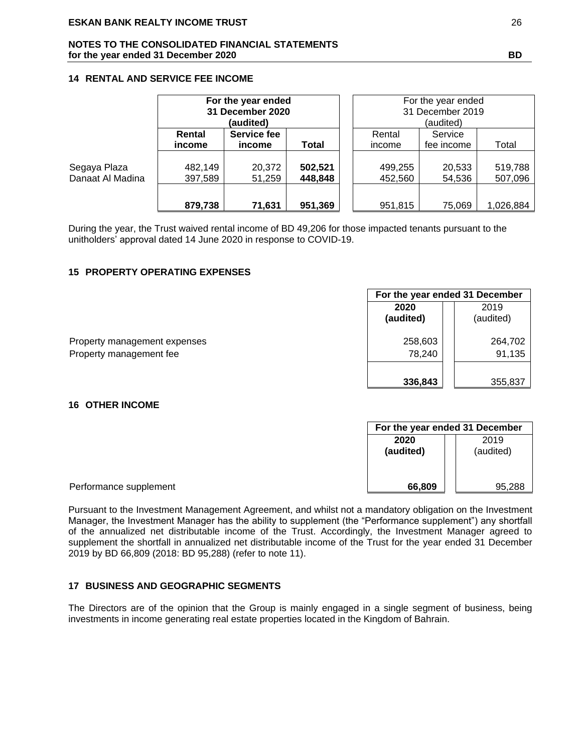## 14 RENTAL AND SERVICE FEE INCOME

| | For the year ended 31 December 2020 (audited) | | | For the year ended 31 December 2019 (audited) | | |
|---|---|---|---|---|---|---|
| | **Rental income** | **Service fee income** | **Total** | Rental income | Service fee income | Total |
| Segaya Plaza | 482,149 | 20,372 | **502,521** | 499,255 | 20,533 | 519,788 |
| Danaat Al Madina | 397,589 | 51,259 | **448,848** | 452,560 | 54,536 | 507,096 |
| | **879,738** | **71,631** | **951,369** | 951,815 | 75,069 | 1,026,884 |

During the year, the Trust waived rental income of BD 49,206 for those impacted tenants pursuant to the unitholders' approval dated 14 June 2020 in response to COVID-19.

## 15 PROPERTY OPERATING EXPENSES

| | For the year ended 31 December | |
|---|---|---|
| | **2020 (audited)** | 2019 (audited) |
| Property management expenses | 258,603 | 264,702 |
| Property management fee | 78,240 | 91,135 |
| | **336,843** | 355,837 |

## 16 OTHER INCOME

| | For the year ended 31 December | |
|---|---|---|
| | **2020 (audited)** | 2019 (audited) |
| Performance supplement | **66,809** | 95,288 |

Pursuant to the Investment Management Agreement, and whilst not a mandatory obligation on the Investment Manager, the Investment Manager has the ability to supplement (the "Performance supplement") any shortfall of the annualized net distributable income of the Trust. Accordingly, the Investment Manager agreed to supplement the shortfall in annualized net distributable income of the Trust for the year ended 31 December 2019 by BD 66,809 (2018: BD 95,288) (refer to note 11).

## 17 BUSINESS AND GEOGRAPHIC SEGMENTS

The Directors are of the opinion that the Group is mainly engaged in a single segment of business, being investments in income generating real estate properties located in the Kingdom of Bahrain.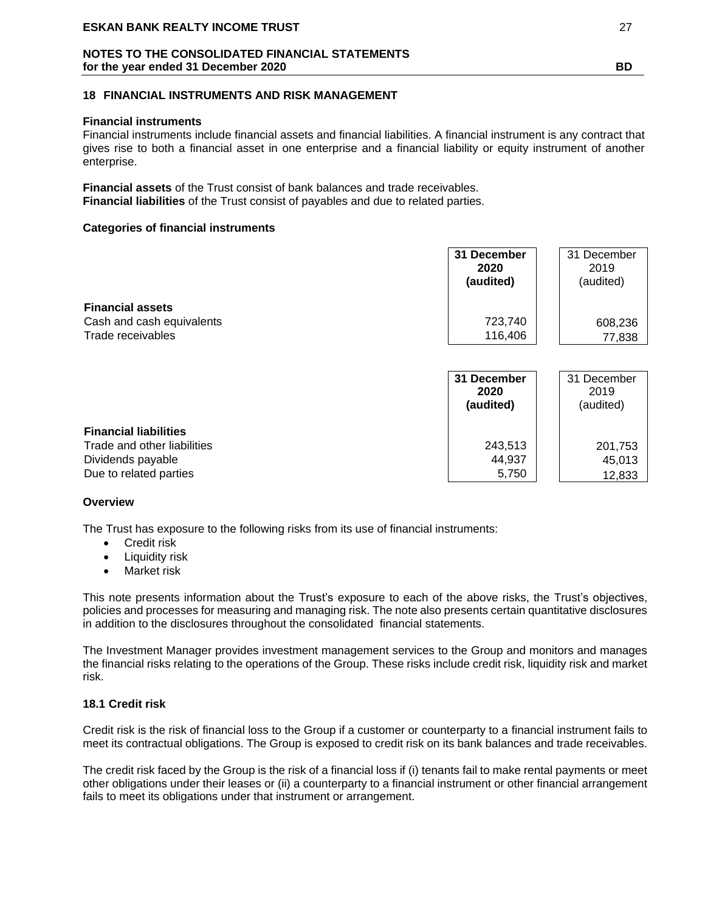## 18 FINANCIAL INSTRUMENTS AND RISK MANAGEMENT

**Financial instruments**

Financial instruments include financial assets and financial liabilities. A financial instrument is any contract that gives rise to both a financial asset in one enterprise and a financial liability or equity instrument of another enterprise.

**Financial assets** of the Trust consist of bank balances and trade receivables.
**Financial liabilities** of the Trust consist of payables and due to related parties.

**Categories of financial instruments**

| | **31 December 2020 (audited)** | 31 December 2019 (audited) |
|---|---|---|
| **Financial assets** | | |
| Cash and cash equivalents | 723,740 | 608,236 |
| Trade receivables | 116,406 | 77,838 |

| | **31 December 2020 (audited)** | 31 December 2019 (audited) |
|---|---|---|
| **Financial liabilities** | | |
| Trade and other liabilities | 243,513 | 201,753 |
| Dividends payable | 44,937 | 45,013 |
| Due to related parties | 5,750 | 12,833 |

**Overview**

The Trust has exposure to the following risks from its use of financial instruments:

- Credit risk
- Liquidity risk
- Market risk

This note presents information about the Trust's exposure to each of the above risks, the Trust's objectives, policies and processes for measuring and managing risk. The note also presents certain quantitative disclosures in addition to the disclosures throughout the consolidated financial statements.

The Investment Manager provides investment management services to the Group and monitors and manages the financial risks relating to the operations of the Group. These risks include credit risk, liquidity risk and market risk.

### 18.1 Credit risk

Credit risk is the risk of financial loss to the Group if a customer or counterparty to a financial instrument fails to meet its contractual obligations. The Group is exposed to credit risk on its bank balances and trade receivables.

The credit risk faced by the Group is the risk of a financial loss if (i) tenants fail to make rental payments or meet other obligations under their leases or (ii) a counterparty to a financial instrument or other financial arrangement fails to meet its obligations under that instrument or arrangement.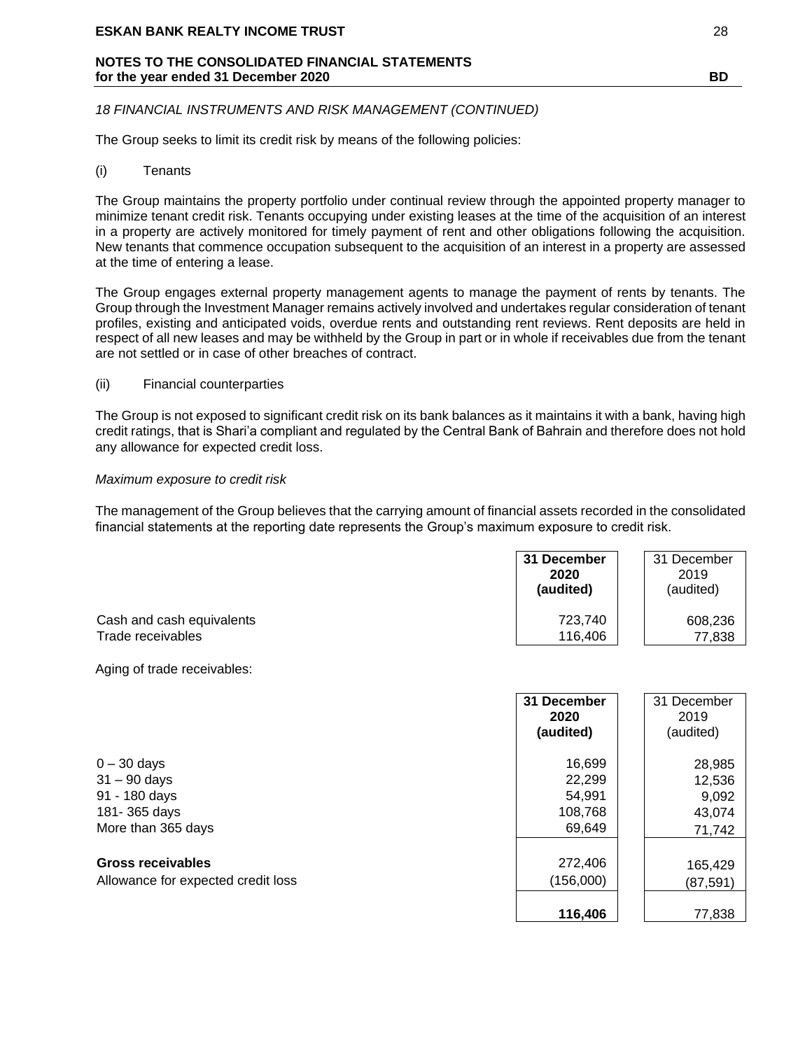*18 FINANCIAL INSTRUMENTS AND RISK MANAGEMENT (CONTINUED)*

The Group seeks to limit its credit risk by means of the following policies:

(i) Tenants

The Group maintains the property portfolio under continual review through the appointed property manager to minimize tenant credit risk. Tenants occupying under existing leases at the time of the acquisition of an interest in a property are actively monitored for timely payment of rent and other obligations following the acquisition. New tenants that commence occupation subsequent to the acquisition of an interest in a property are assessed at the time of entering a lease.

The Group engages external property management agents to manage the payment of rents by tenants. The Group through the Investment Manager remains actively involved and undertakes regular consideration of tenant profiles, existing and anticipated voids, overdue rents and outstanding rent reviews. Rent deposits are held in respect of all new leases and may be withheld by the Group in part or in whole if receivables due from the tenant are not settled or in case of other breaches of contract.

(ii) Financial counterparties

The Group is not exposed to significant credit risk on its bank balances as it maintains it with a bank, having high credit ratings, that is Shari'a compliant and regulated by the Central Bank of Bahrain and therefore does not hold any allowance for expected credit loss.

*Maximum exposure to credit risk*

The management of the Group believes that the carrying amount of financial assets recorded in the consolidated financial statements at the reporting date represents the Group's maximum exposure to credit risk.

| | **31 December 2020 (audited)** | 31 December 2019 (audited) |
|---|---|---|
| Cash and cash equivalents | 723,740 | 608,236 |
| Trade receivables | 116,406 | 77,838 |

Aging of trade receivables:

| | **31 December 2020 (audited)** | 31 December 2019 (audited) |
|---|---|---|
| 0 – 30 days | 16,699 | 28,985 |
| 31 – 90 days | 22,299 | 12,536 |
| 91 - 180 days | 54,991 | 9,092 |
| 181- 365 days | 108,768 | 43,074 |
| More than 365 days | 69,649 | 71,742 |
| **Gross receivables** | 272,406 | 165,429 |
| Allowance for expected credit loss | (156,000) | (87,591) |
| | **116,406** | 77,838 |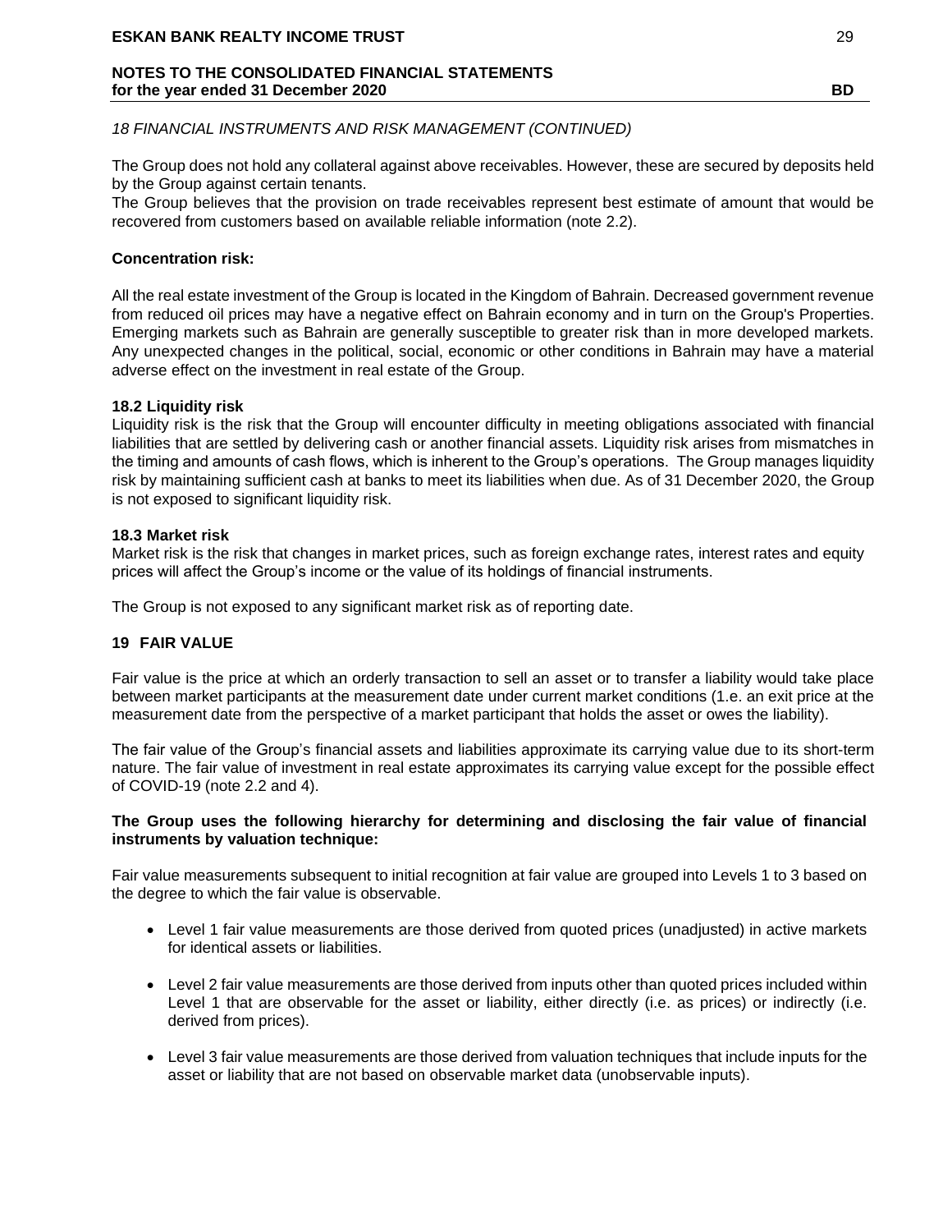*18 FINANCIAL INSTRUMENTS AND RISK MANAGEMENT (CONTINUED)*

The Group does not hold any collateral against above receivables. However, these are secured by deposits held by the Group against certain tenants.

The Group believes that the provision on trade receivables represent best estimate of amount that would be recovered from customers based on available reliable information (note 2.2).

**Concentration risk:**

All the real estate investment of the Group is located in the Kingdom of Bahrain. Decreased government revenue from reduced oil prices may have a negative effect on Bahrain economy and in turn on the Group's Properties. Emerging markets such as Bahrain are generally susceptible to greater risk than in more developed markets. Any unexpected changes in the political, social, economic or other conditions in Bahrain may have a material adverse effect on the investment in real estate of the Group.

**18.2 Liquidity risk**

Liquidity risk is the risk that the Group will encounter difficulty in meeting obligations associated with financial liabilities that are settled by delivering cash or another financial assets. Liquidity risk arises from mismatches in the timing and amounts of cash flows, which is inherent to the Group's operations. The Group manages liquidity risk by maintaining sufficient cash at banks to meet its liabilities when due. As of 31 December 2020, the Group is not exposed to significant liquidity risk.

**18.3 Market risk**

Market risk is the risk that changes in market prices, such as foreign exchange rates, interest rates and equity prices will affect the Group's income or the value of its holdings of financial instruments.

The Group is not exposed to any significant market risk as of reporting date.

## 19 FAIR VALUE

Fair value is the price at which an orderly transaction to sell an asset or to transfer a liability would take place between market participants at the measurement date under current market conditions (1.e. an exit price at the measurement date from the perspective of a market participant that holds the asset or owes the liability).

The fair value of the Group's financial assets and liabilities approximate its carrying value due to its short-term nature. The fair value of investment in real estate approximates its carrying value except for the possible effect of COVID-19 (note 2.2 and 4).

**The Group uses the following hierarchy for determining and disclosing the fair value of financial instruments by valuation technique:**

Fair value measurements subsequent to initial recognition at fair value are grouped into Levels 1 to 3 based on the degree to which the fair value is observable.

- Level 1 fair value measurements are those derived from quoted prices (unadjusted) in active markets for identical assets or liabilities.
- Level 2 fair value measurements are those derived from inputs other than quoted prices included within Level 1 that are observable for the asset or liability, either directly (i.e. as prices) or indirectly (i.e. derived from prices).
- Level 3 fair value measurements are those derived from valuation techniques that include inputs for the asset or liability that are not based on observable market data (unobservable inputs).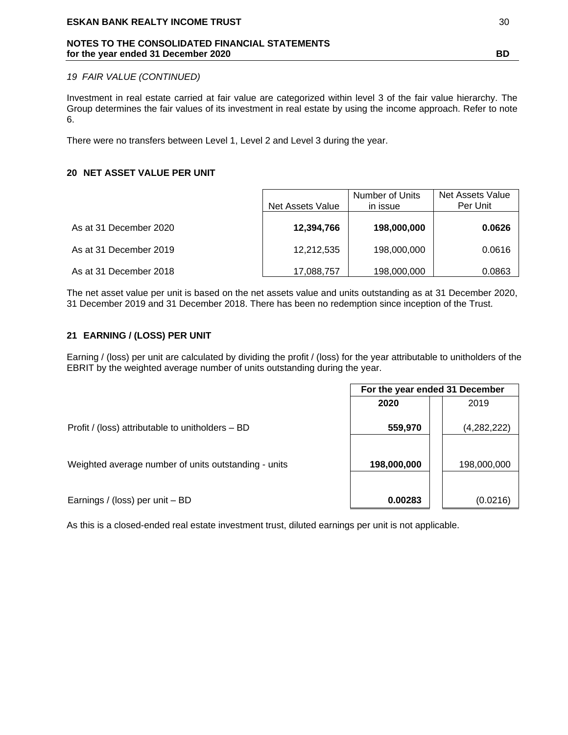*19 FAIR VALUE (CONTINUED)*

Investment in real estate carried at fair value are categorized within level 3 of the fair value hierarchy. The Group determines the fair values of its investment in real estate by using the income approach. Refer to note 6.

There were no transfers between Level 1, Level 2 and Level 3 during the year.

## 20 NET ASSET VALUE PER UNIT

| | Net Assets Value | Number of Units in issue | Net Assets Value Per Unit |
|---|---|---|---|
| As at 31 December 2020 | **12,394,766** | **198,000,000** | **0.0626** |
| As at 31 December 2019 | 12,212,535 | 198,000,000 | 0.0616 |
| As at 31 December 2018 | 17,088,757 | 198,000,000 | 0.0863 |

The net asset value per unit is based on the net assets value and units outstanding as at 31 December 2020, 31 December 2019 and 31 December 2018. There has been no redemption since inception of the Trust.

## 21 EARNING / (LOSS) PER UNIT

Earning / (loss) per unit are calculated by dividing the profit / (loss) for the year attributable to unitholders of the EBRIT by the weighted average number of units outstanding during the year.

| | For the year ended 31 December | |
|---|---|---|
| | **2020** | 2019 |
| Profit / (loss) attributable to unitholders – BD | **559,970** | (4,282,222) |
| Weighted average number of units outstanding - units | **198,000,000** | 198,000,000 |
| Earnings / (loss) per unit – BD | **0.00283** | (0.0216) |

As this is a closed-ended real estate investment trust, diluted earnings per unit is not applicable.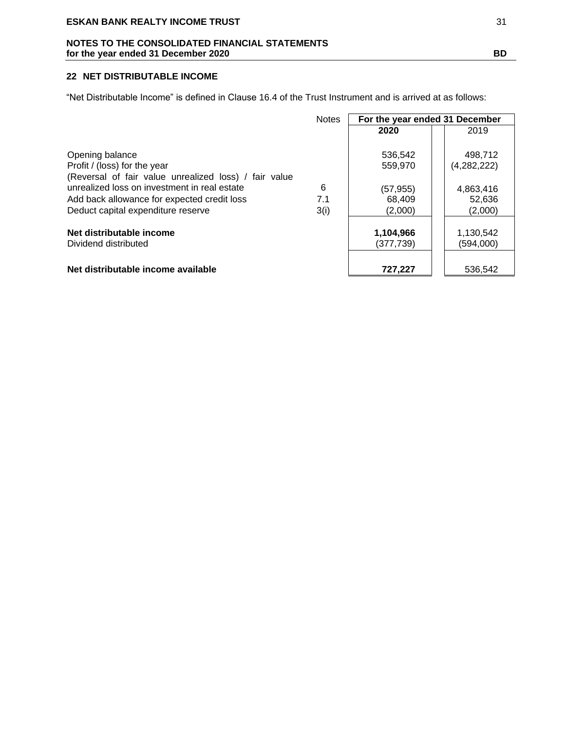## 22 NET DISTRIBUTABLE INCOME

"Net Distributable Income" is defined in Clause 16.4 of the Trust Instrument and is arrived at as follows:

| | Notes | For the year ended 31 December | |
|---|---|---|---|
| | | **2020** | 2019 |
| Opening balance | | 536,542 | 498,712 |
| Profit / (loss) for the year | | 559,970 | (4,282,222) |
| (Reversal of fair value unrealized loss) / fair value unrealized loss on investment in real estate | 6 | (57,955) | 4,863,416 |
| Add back allowance for expected credit loss | 7.1 | 68,409 | 52,636 |
| Deduct capital expenditure reserve | 3(i) | (2,000) | (2,000) |
| **Net distributable income** | | **1,104,966** | 1,130,542 |
| Dividend distributed | | (377,739) | (594,000) |
| **Net distributable income available** | | **727,227** | 536,542 |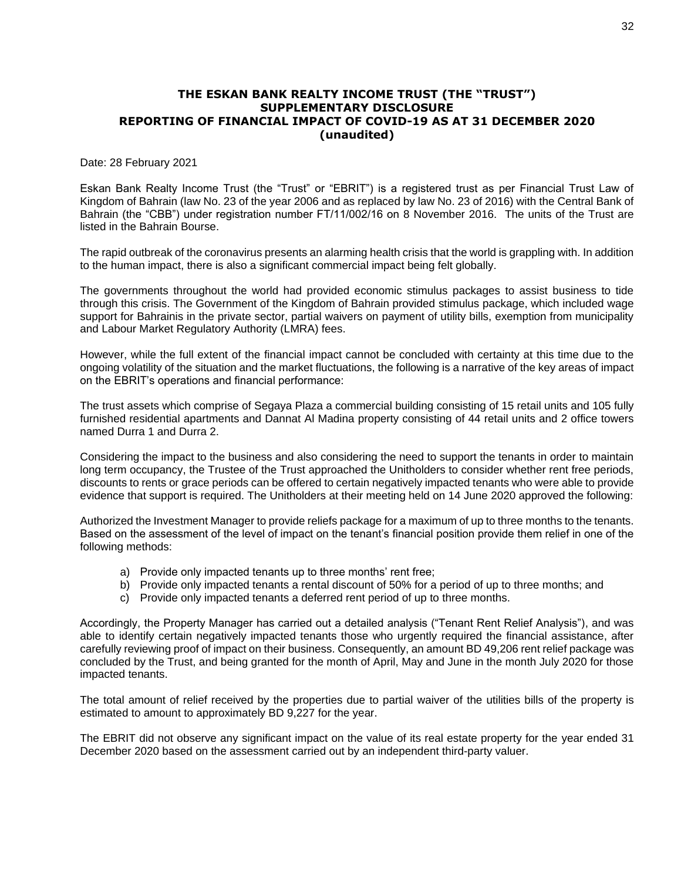# THE ESKAN BANK REALTY INCOME TRUST (THE "TRUST")
## SUPPLEMENTARY DISCLOSURE
## REPORTING OF FINANCIAL IMPACT OF COVID-19 AS AT 31 DECEMBER 2020
## (unaudited)

Date: 28 February 2021

Eskan Bank Realty Income Trust (the "Trust" or "EBRIT") is a registered trust as per Financial Trust Law of Kingdom of Bahrain (law No. 23 of the year 2006 and as replaced by law No. 23 of 2016) with the Central Bank of Bahrain (the "CBB") under registration number FT/11/002/16 on 8 November 2016. The units of the Trust are listed in the Bahrain Bourse.

The rapid outbreak of the coronavirus presents an alarming health crisis that the world is grappling with. In addition to the human impact, there is also a significant commercial impact being felt globally.

The governments throughout the world had provided economic stimulus packages to assist business to tide through this crisis. The Government of the Kingdom of Bahrain provided stimulus package, which included wage support for Bahrainis in the private sector, partial waivers on payment of utility bills, exemption from municipality and Labour Market Regulatory Authority (LMRA) fees.

However, while the full extent of the financial impact cannot be concluded with certainty at this time due to the ongoing volatility of the situation and the market fluctuations, the following is a narrative of the key areas of impact on the EBRIT's operations and financial performance:

The trust assets which comprise of Segaya Plaza a commercial building consisting of 15 retail units and 105 fully furnished residential apartments and Dannat Al Madina property consisting of 44 retail units and 2 office towers named Durra 1 and Durra 2.

Considering the impact to the business and also considering the need to support the tenants in order to maintain long term occupancy, the Trustee of the Trust approached the Unitholders to consider whether rent free periods, discounts to rents or grace periods can be offered to certain negatively impacted tenants who were able to provide evidence that support is required. The Unitholders at their meeting held on 14 June 2020 approved the following:

Authorized the Investment Manager to provide reliefs package for a maximum of up to three months to the tenants. Based on the assessment of the level of impact on the tenant's financial position provide them relief in one of the following methods:

a) Provide only impacted tenants up to three months' rent free;
b) Provide only impacted tenants a rental discount of 50% for a period of up to three months; and
c) Provide only impacted tenants a deferred rent period of up to three months.

Accordingly, the Property Manager has carried out a detailed analysis ("Tenant Rent Relief Analysis"), and was able to identify certain negatively impacted tenants those who urgently required the financial assistance, after carefully reviewing proof of impact on their business. Consequently, an amount BD 49,206 rent relief package was concluded by the Trust, and being granted for the month of April, May and June in the month July 2020 for those impacted tenants.

The total amount of relief received by the properties due to partial waiver of the utilities bills of the property is estimated to amount to approximately BD 9,227 for the year.

The EBRIT did not observe any significant impact on the value of its real estate property for the year ended 31 December 2020 based on the assessment carried out by an independent third-party valuer.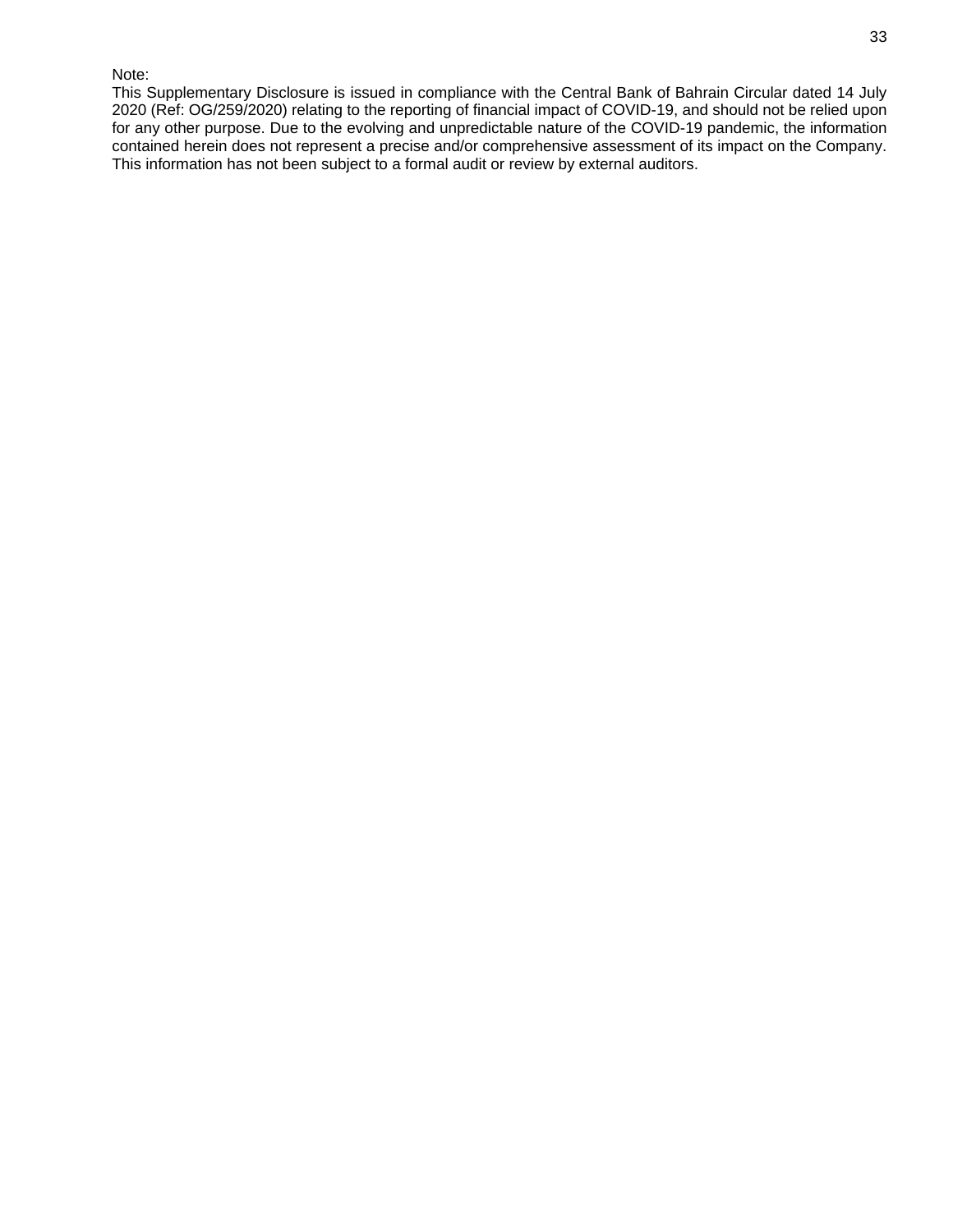Note:

This Supplementary Disclosure is issued in compliance with the Central Bank of Bahrain Circular dated 14 July 2020 (Ref: OG/259/2020) relating to the reporting of financial impact of COVID-19, and should not be relied upon for any other purpose. Due to the evolving and unpredictable nature of the COVID-19 pandemic, the information contained herein does not represent a precise and/or comprehensive assessment of its impact on the Company. This information has not been subject to a formal audit or review by external auditors.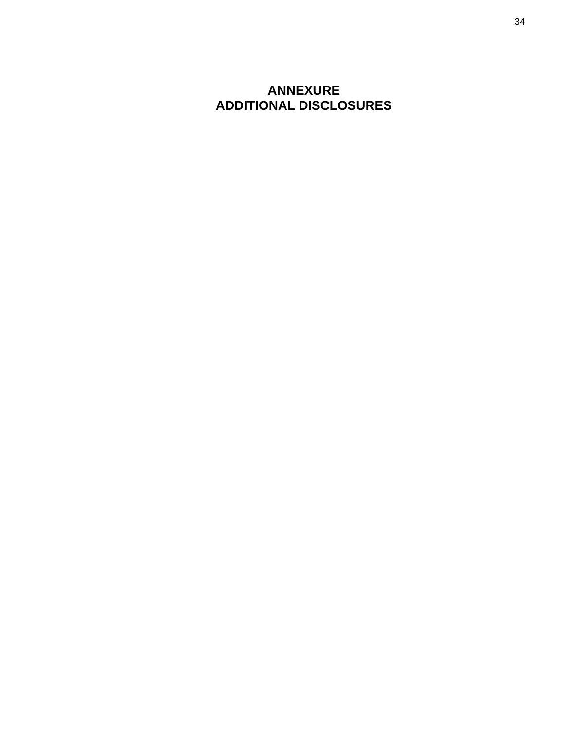# ANNEXURE
# ADDITIONAL DISCLOSURES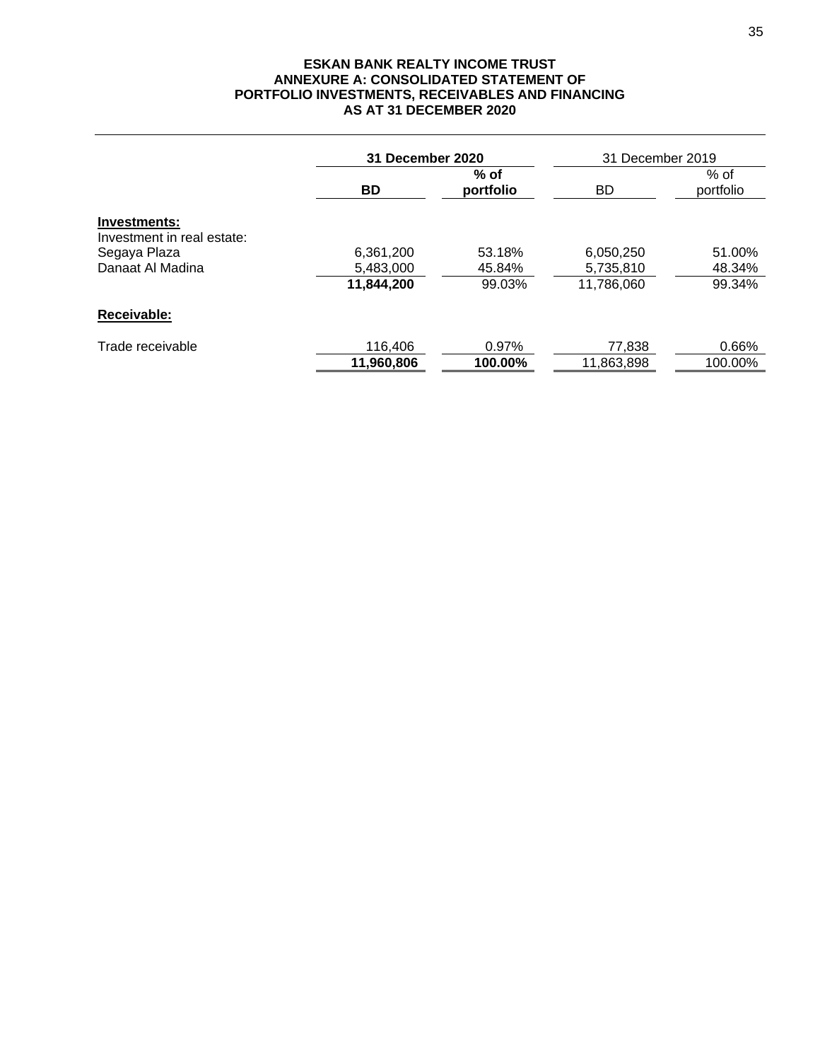# ESKAN BANK REALTY INCOME TRUST
## ANNEXURE A: CONSOLIDATED STATEMENT OF PORTFOLIO INVESTMENTS, RECEIVABLES AND FINANCING
## AS AT 31 DECEMBER 2020

| | **31 December 2020** | | 31 December 2019 | |
|---|---|---|---|---|
| | **BD** | **% of portfolio** | BD | % of portfolio |
| **Investments:** | | | | |
| Investment in real estate: | | | | |
| Segaya Plaza | 6,361,200 | 53.18% | 6,050,250 | 51.00% |
| Danaat Al Madina | 5,483,000 | 45.84% | 5,735,810 | 48.34% |
| | **11,844,200** | 99.03% | 11,786,060 | 99.34% |
| **Receivable:** | | | | |
| Trade receivable | 116,406 | 0.97% | 77,838 | 0.66% |
| | **11,960,806** | **100.00%** | 11,863,898 | 100.00% |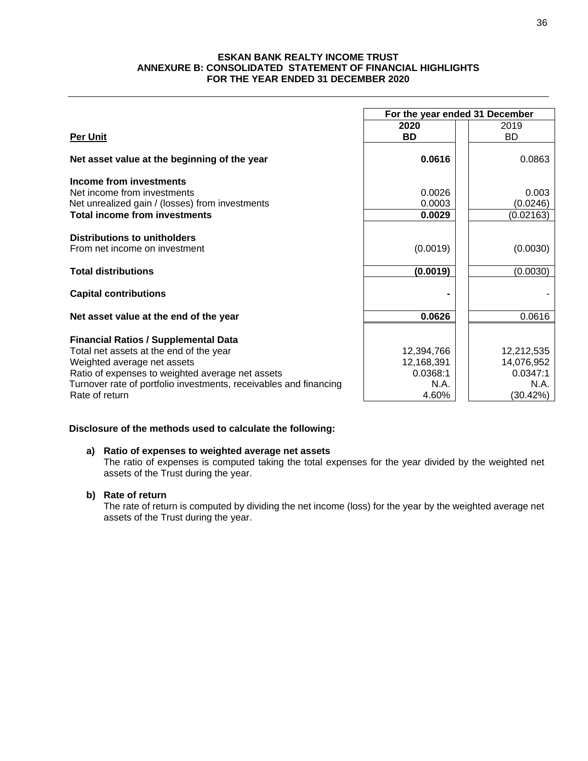**ESKAN BANK REALTY INCOME TRUST**
**ANNEXURE B: CONSOLIDATED STATEMENT OF FINANCIAL HIGHLIGHTS**
**FOR THE YEAR ENDED 31 DECEMBER 2020**

| | For the year ended 31 December | |
|---|---|---|
| | **2020** | 2019 |
| **Per Unit** | **BD** | BD |
| **Net asset value at the beginning of the year** | **0.0616** | 0.0863 |
| **Income from investments** | | |
| Net income from investments | 0.0026 | 0.003 |
| Net unrealized gain / (losses) from investments | 0.0003 | (0.0246) |
| **Total income from investments** | **0.0029** | (0.02163) |
| **Distributions to unitholders** | | |
| From net income on investment | (0.0019) | (0.0030) |
| **Total distributions** | **(0.0019)** | (0.0030) |
| **Capital contributions** | **-** | - |
| **Net asset value at the end of the year** | **0.0626** | 0.0616 |
| **Financial Ratios / Supplemental Data** | | |
| Total net assets at the end of the year | 12,394,766 | 12,212,535 |
| Weighted average net assets | 12,168,391 | 14,076,952 |
| Ratio of expenses to weighted average net assets | 0.0368:1 | 0.0347:1 |
| Turnover rate of portfolio investments, receivables and financing | N.A. | N.A. |
| Rate of return | 4.60% | (30.42%) |

**Disclosure of the methods used to calculate the following:**

**a) Ratio of expenses to weighted average net assets**
The ratio of expenses is computed taking the total expenses for the year divided by the weighted net assets of the Trust during the year.

**b) Rate of return**
The rate of return is computed by dividing the net income (loss) for the year by the weighted average net assets of the Trust during the year.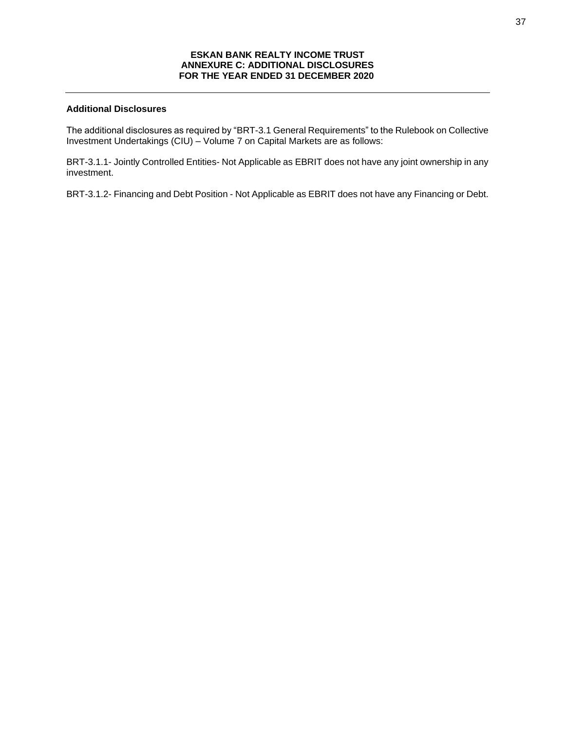**ESKAN BANK REALTY INCOME TRUST**
**ANNEXURE C: ADDITIONAL DISCLOSURES**
**FOR THE YEAR ENDED 31 DECEMBER 2020**

---

### Additional Disclosures

The additional disclosures as required by “BRT-3.1 General Requirements” to the Rulebook on Collective Investment Undertakings (CIU) – Volume 7 on Capital Markets are as follows:

BRT-3.1.1- Jointly Controlled Entities- Not Applicable as EBRIT does not have any joint ownership in any investment.

BRT-3.1.2- Financing and Debt Position - Not Applicable as EBRIT does not have any Financing or Debt.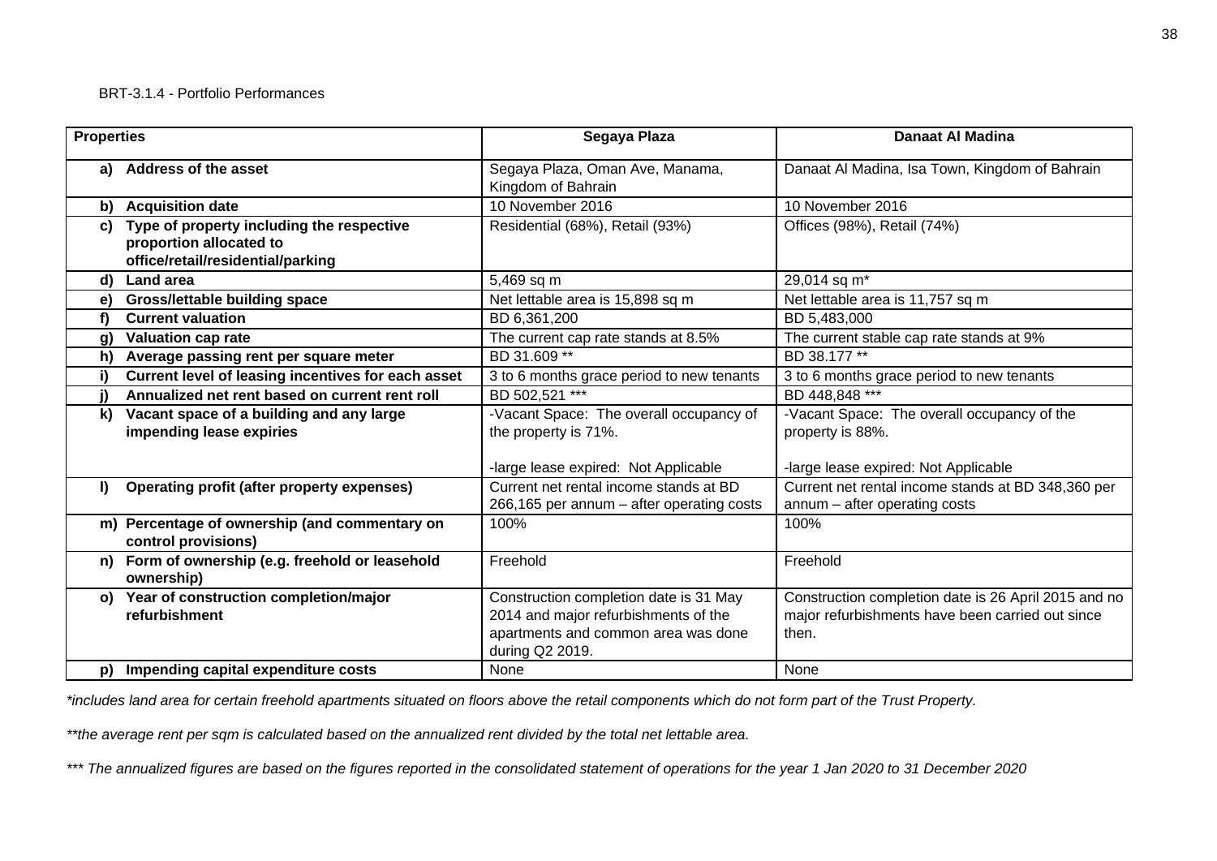BRT-3.1.4 - Portfolio Performances

| **Properties** | **Segaya Plaza** | **Danaat Al Madina** |
|---|---|---|
| **a) Address of the asset** | Segaya Plaza, Oman Ave, Manama, Kingdom of Bahrain | Danaat Al Madina, Isa Town, Kingdom of Bahrain |
| **b) Acquisition date** | 10 November 2016 | 10 November 2016 |
| **c) Type of property including the respective proportion allocated to office/retail/residential/parking** | Residential (68%), Retail (93%) | Offices (98%), Retail (74%) |
| **d) Land area** | 5,469 sq m | 29,014 sq m* |
| **e) Gross/lettable building space** | Net lettable area is 15,898 sq m | Net lettable area is 11,757 sq m |
| **f) Current valuation** | BD 6,361,200 | BD 5,483,000 |
| **g) Valuation cap rate** | The current cap rate stands at 8.5% | The current stable cap rate stands at 9% |
| **h) Average passing rent per square meter** | BD 31.609 ** | BD 38.177 ** |
| **i) Current level of leasing incentives for each asset** | 3 to 6 months grace period to new tenants | 3 to 6 months grace period to new tenants |
| **j) Annualized net rent based on current rent roll** | BD 502,521 *** | BD 448,848 *** |
| **k) Vacant space of a building and any large impending lease expiries** | -Vacant Space: The overall occupancy of the property is 71%.<br><br>-large lease expired: Not Applicable | -Vacant Space: The overall occupancy of the property is 88%.<br><br>-large lease expired: Not Applicable |
| **l) Operating profit (after property expenses)** | Current net rental income stands at BD 266,165 per annum – after operating costs | Current net rental income stands at BD 348,360 per annum – after operating costs |
| **m) Percentage of ownership (and commentary on control provisions)** | 100% | 100% |
| **n) Form of ownership (e.g. freehold or leasehold ownership)** | Freehold | Freehold |
| **o) Year of construction completion/major refurbishment** | Construction completion date is 31 May 2014 and major refurbishments of the apartments and common area was done during Q2 2019. | Construction completion date is 26 April 2015 and no major refurbishments have been carried out since then. |
| **p) Impending capital expenditure costs** | None | None |

*\*includes land area for certain freehold apartments situated on floors above the retail components which do not form part of the Trust Property.*

*\*\*the average rent per sqm is calculated based on the annualized rent divided by the total net lettable area.*

*\*\*\* The annualized figures are based on the figures reported in the consolidated statement of operations for the year 1 Jan 2020 to 31 December 2020*